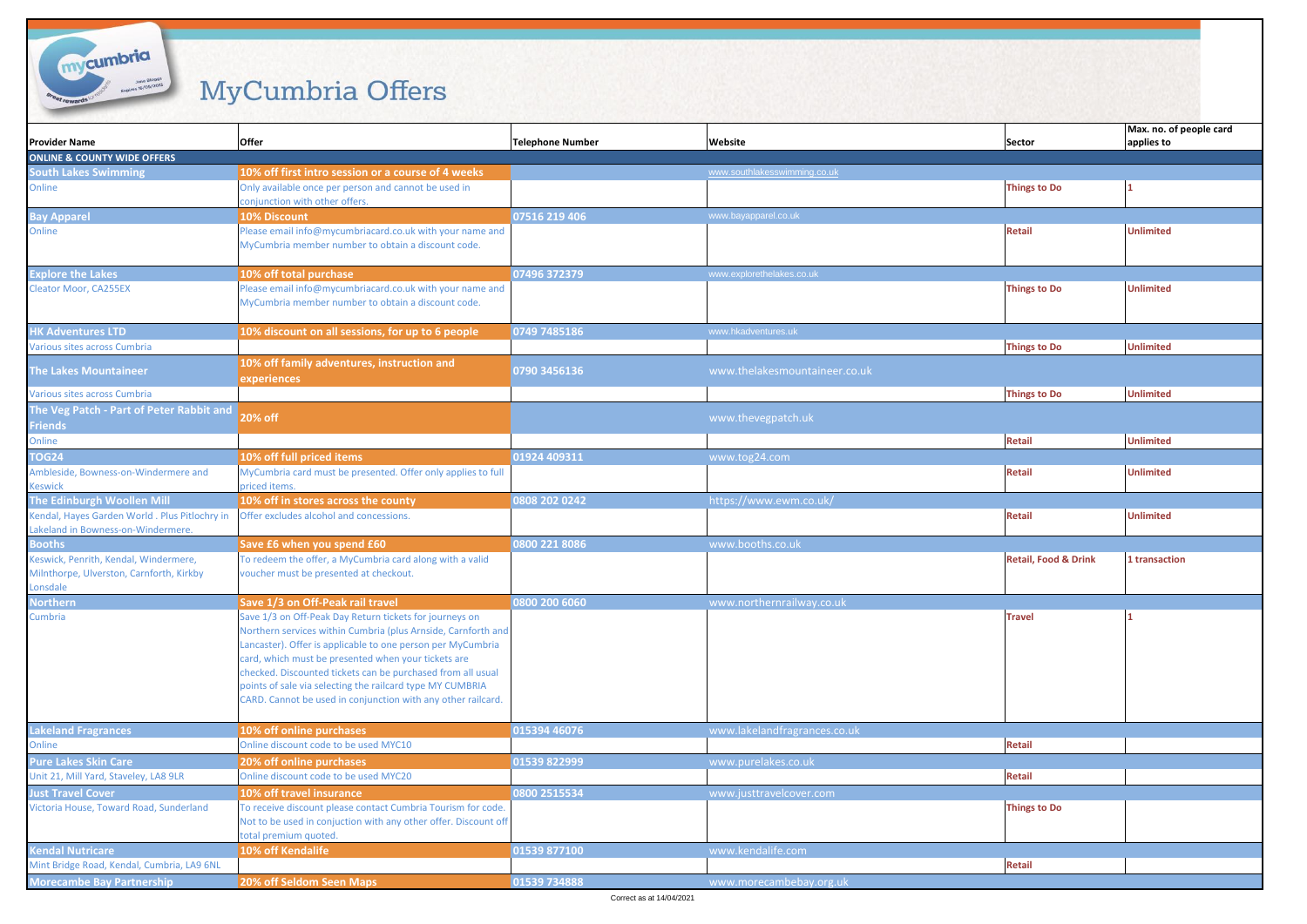# MyCumbria Offers

| Provider Name | Offer | Telephone Number | Website | Sector | Max. no. of people card applies to |
|---|---|---|---|---|---|
| **ONLINE & COUNTY WIDE OFFERS** | | | | | |
| **South Lakes Swimming** | **10% off first intro session or a course of 4 weeks** | | www.southlakesswimming.co.uk | | |
| Online | Only available once per person and cannot be used in conjunction with other offers. | | | Things to Do | 1 |
| **Bay Apparel** | **10% Discount** | 07516 219 406 | www.bayapparel.co.uk | | |
| Online | Please email info@mycumbriacard.co.uk with your name and MyCumbria member number to obtain a discount code. | | | Retail | Unlimited |
| **Explore the Lakes** | **10% off total purchase** | 07496 372379 | www.explorethelakes.co.uk | | |
| Cleator Moor, CA255EX | Please email info@mycumbriacard.co.uk with your name and MyCumbria member number to obtain a discount code. | | | Things to Do | Unlimited |
| **HK Adventures LTD** | **10% discount on all sessions, for up to 6 people** | 0749 7485186 | www.hkadventures.uk | | |
| Various sites across Cumbria | | | | Things to Do | Unlimited |
| **The Lakes Mountaineer** | **10% off family adventures, instruction and experiences** | 0790 3456136 | www.thelakesmountaineer.co.uk | | |
| Various sites across Cumbria | | | | Things to Do | Unlimited |
| **The Veg Patch - Part of Peter Rabbit and Friends** | **20% off** | | www.thevegpatch.uk | | |
| Online | | | | Retail | Unlimited |
| **TOG24** | **10% off full priced items** | 01924 409311 | www.tog24.com | | |
| Ambleside, Bowness-on-Windermere and Keswick | MyCumbria card must be presented. Offer only applies to full priced items. | | | Retail | Unlimited |
| **The Edinburgh Woollen Mill** | **10% off in stores across the county** | 0808 202 0242 | https://www.ewm.co.uk/ | | |
| Kendal, Hayes Garden World . Plus Pitlochry in Lakeland in Bowness-on-Windermere. | Offer excludes alcohol and concessions. | | | Retail | Unlimited |
| **Booths** | **Save £6 when you spend £60** | 0800 221 8086 | www.booths.co.uk | | |
| Keswick, Penrith, Kendal, Windermere, Milnthorpe, Ulverston, Carnforth, Kirkby Lonsdale | To redeem the offer, a MyCumbria card along with a valid voucher must be presented at checkout. | | | Retail, Food & Drink | 1 transaction |
| **Northern** | **Save 1/3 on Off-Peak rail travel** | 0800 200 6060 | www.northernrailway.co.uk | | |
| Cumbria | Save 1/3 on Off-Peak Day Return tickets for journeys on Northern services within Cumbria (plus Arnside, Carnforth and Lancaster). Offer is applicable to one person per MyCumbria card, which must be presented when your tickets are checked. Discounted tickets can be purchased from all usual points of sale via selecting the railcard type MY CUMBRIA CARD. Cannot be used in conjunction with any other railcard. | | | Travel | 1 |
| **Lakeland Fragrances** | **10% off online purchases** | 015394 46076 | www.lakelandfragrances.co.uk | | |
| Online | Online discount code to be used MYC10 | | | Retail | |
| **Pure Lakes Skin Care** | **20% off online purchases** | 01539 822999 | www.purelakes.co.uk | | |
| Unit 21, Mill Yard, Staveley, LA8 9LR | Online discount code to be used MYC20 | | | Retail | |
| **Just Travel Cover** | **10% off travel insurance** | 0800 2515534 | www.justtravelcover.com | | |
| Victoria House, Toward Road, Sunderland | To receive discount please contact Cumbria Tourism for code. Not to be used in conjuction with any other offer. Discount off total premium quoted. | | | Things to Do | |
| **Kendal Nutricare** | **10% off Kendalife** | 01539 877100 | www.kendalife.com | | |
| Mint Bridge Road, Kendal, Cumbria, LA9 6NL | | | | Retail | |
| **Morecambe Bay Partnership** | **20% off Seldom Seen Maps** | 01539 734888 | www.morecambebay.org.uk | | |

Correct as at 14/04/2021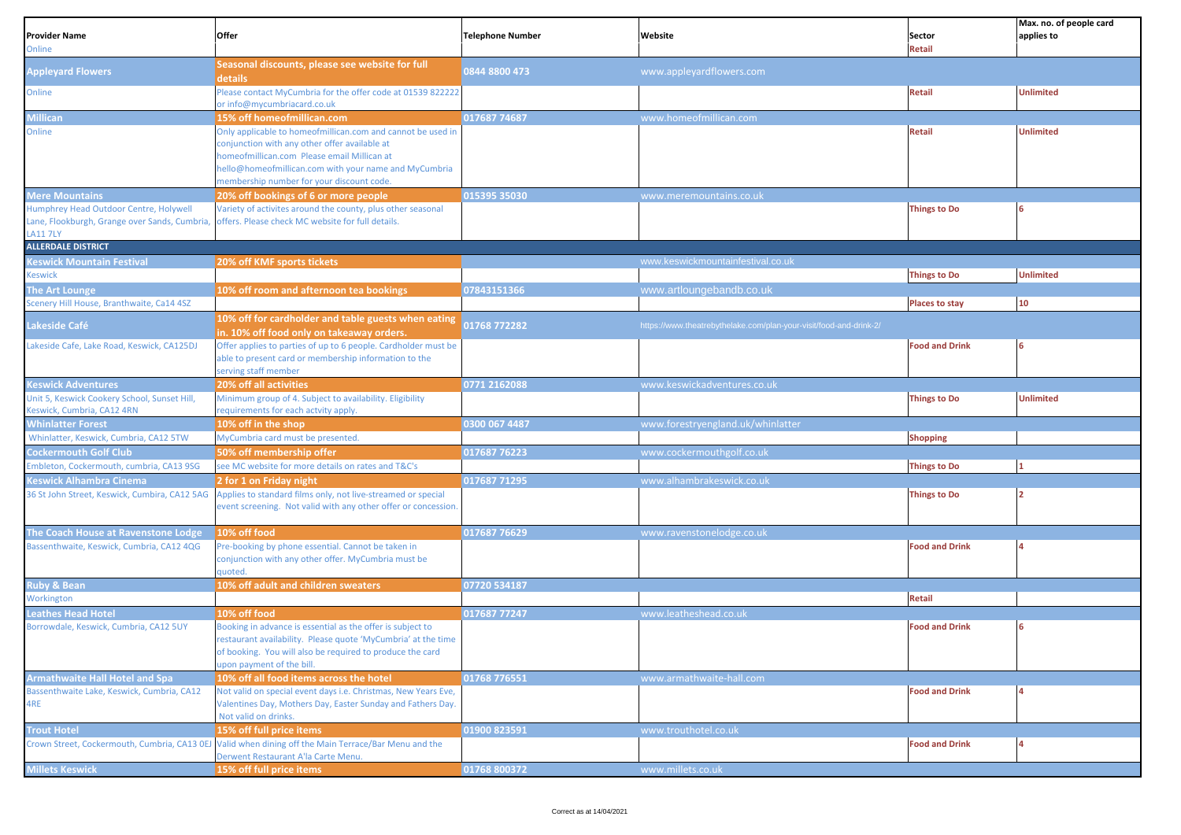| Provider Name | Offer | Telephone Number | Website | Sector | Max. no. of people card applies to |
|---|---|---|---|---|---|
| Online | | | | Retail | |
| **Appleyard Flowers** | **Seasonal discounts, please see website for full details** | 0844 8800 473 | www.appleyardflowers.com | | |
| Online | Please contact MyCumbria for the offer code at 01539 822222 or info@mycumbriacard.co.uk | | | Retail | Unlimited |
| **Millican** | **15% off homeofmillican.com** | 017687 74687 | www.homeofmillican.com | | |
| Online | Only applicable to homeofmillican.com and cannot be used in conjunction with any other offer available at homeofmillican.com Please email Millican at hello@homeofmillican.com with your name and MyCumbria membership number for your discount code. | | | Retail | Unlimited |
| **Mere Mountains** | **20% off bookings of 6 or more people** | 015395 35030 | www.meremountains.co.uk | | |
| Humphrey Head Outdoor Centre, Holywell Lane, Flookburgh, Grange over Sands, Cumbria, LA11 7LY | Variety of activites around the county, plus other seasonal offers. Please check MC website for full details. | | | Things to Do | 6 |
| **ALLERDALE DISTRICT** | | | | | |
| **Keswick Mountain Festival** | **20% off KMF sports tickets** | | www.keswickmountainfestival.co.uk | | |
| Keswick | | | | Things to Do | Unlimited |
| **The Art Lounge** | **10% off room and afternoon tea bookings** | 07843151366 | www.artloungebandb.co.uk | | |
| Scenery Hill House, Branthwaite, Ca14 4SZ | | | | Places to stay | 10 |
| **Lakeside Café** | **10% off for cardholder and table guests when eating in. 10% off food only on takeaway orders.** | 01768 772282 | https://www.theatrebythelake.com/plan-your-visit/food-and-drink-2/ | | |
| Lakeside Cafe, Lake Road, Keswick, CA125DJ | Offer applies to parties of up to 6 people. Cardholder must be able to present card or membership information to the serving staff member | | | Food and Drink | 6 |
| **Keswick Adventures** | **20% off all activities** | 0771 2162088 | www.keswickadventures.co.uk | | |
| Unit 5, Keswick Cookery School, Sunset Hill, Keswick, Cumbria, CA12 4RN | Minimum group of 4. Subject to availability. Eligibility requirements for each actvity apply. | | | Things to Do | Unlimited |
| **Whinlatter Forest** | **10% off in the shop** | 0300 067 4487 | www.forestryengland.uk/whinlatter | | |
| Whinlatter, Keswick, Cumbria, CA12 5TW | MyCumbria card must be presented. | | | Shopping | |
| **Cockermouth Golf Club** | **50% off membership offer** | 017687 76223 | www.cockermouthgolf.co.uk | | |
| Embleton, Cockermouth, cumbria, CA13 9SG | see MC website for more details on rates and T&C's | | | Things to Do | 1 |
| **Keswick Alhambra Cinema** | **2 for 1 on Friday night** | 017687 71295 | www.alhambrakeswick.co.uk | | |
| 36 St John Street, Keswick, Cumbira, CA12 5AG | Applies to standard films only, not live-streamed or special event screening. Not valid with any other offer or concession. | | | Things to Do | 2 |
| **The Coach House at Ravenstone Lodge** | **10% off food** | 017687 76629 | www.ravenstonelodge.co.uk | | |
| Bassenthwaite, Keswick, Cumbria, CA12 4QG | Pre-booking by phone essential. Cannot be taken in conjunction with any other offer. MyCumbria must be quoted. | | | Food and Drink | 4 |
| **Ruby & Bean** | **10% off adult and children sweaters** | 07720 534187 | | | |
| Workington | | | | Retail | |
| **Leathes Head Hotel** | **10% off food** | 017687 77247 | www.leatheshead.co.uk | | |
| Borrowdale, Keswick, Cumbria, CA12 5UY | Booking in advance is essential as the offer is subject to restaurant availability. Please quote 'MyCumbria' at the time of booking. You will also be required to produce the card upon payment of the bill. | | | Food and Drink | 6 |
| **Armathwaite Hall Hotel and Spa** | **10% off all food items across the hotel** | 01768 776551 | www.armathwaite-hall.com | | |
| Bassenthwaite Lake, Keswick, Cumbria, CA12 4RE | Not valid on special event days i.e. Christmas, New Years Eve, Valentines Day, Mothers Day, Easter Sunday and Fathers Day. Not valid on drinks. | | | Food and Drink | 4 |
| **Trout Hotel** | **15% off full price items** | 01900 823591 | www.trouthotel.co.uk | | |
| Crown Street, Cockermouth, Cumbria, CA13 0EJ | Valid when dining off the Main Terrace/Bar Menu and the Derwent Restaurant A'la Carte Menu. | | | Food and Drink | 4 |
| **Millets Keswick** | **15% off full price items** | 01768 800372 | www.millets.co.uk | | |

Correct as at 14/04/2021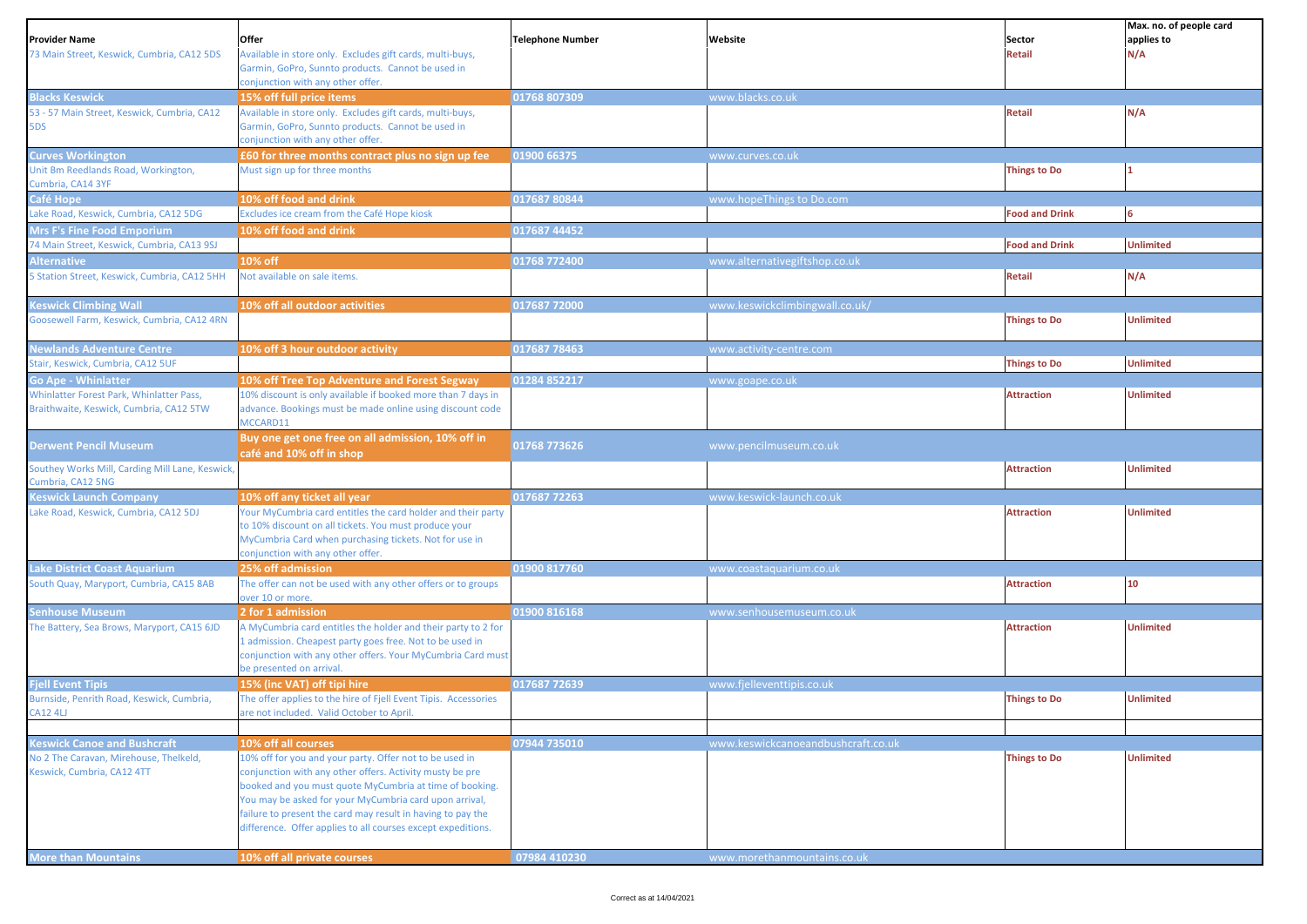| Provider Name | Offer | Telephone Number | Website | Sector | Max. no. of people card applies to |
|---|---|---|---|---|---|
| 73 Main Street, Keswick, Cumbria, CA12 5DS | Available in store only. Excludes gift cards, multi-buys, Garmin, GoPro, Sunnto products. Cannot be used in conjunction with any other offer. | | | Retail | N/A |
| **Blacks Keswick** | **15% off full price items** | 01768 807309 | www.blacks.co.uk | | |
| 53 - 57 Main Street, Keswick, Cumbria, CA12 5DS | Available in store only. Excludes gift cards, multi-buys, Garmin, GoPro, Sunnto products. Cannot be used in conjunction with any other offer. | | | Retail | N/A |
| **Curves Workington** | **£60 for three months contract plus no sign up fee** | 01900 66375 | www.curves.co.uk | | |
| Unit Bm Reedlands Road, Workington, Cumbria, CA14 3YF | Must sign up for three months | | | Things to Do | 1 |
| **Café Hope** | **10% off food and drink** | 017687 80844 | www.hopeThings to Do.com | | |
| Lake Road, Keswick, Cumbria, CA12 5DG | Excludes ice cream from the Café Hope kiosk | | | Food and Drink | 6 |
| **Mrs F's Fine Food Emporium** | **10% off food and drink** | 017687 44452 | | | |
| 74 Main Street, Keswick, Cumbria, CA13 9SJ | | | | Food and Drink | Unlimited |
| **Alternative** | **10% off** | 01768 772400 | www.alternativegiftshop.co.uk | | |
| 5 Station Street, Keswick, Cumbria, CA12 5HH | Not available on sale items. | | | Retail | N/A |
| **Keswick Climbing Wall** | **10% off all outdoor activities** | 017687 72000 | www.keswickclimbingwall.co.uk/ | | |
| Goosewell Farm, Keswick, Cumbria, CA12 4RN | | | | Things to Do | Unlimited |
| **Newlands Adventure Centre** | **10% off 3 hour outdoor activity** | 017687 78463 | www.activity-centre.com | | |
| Stair, Keswick, Cumbria, CA12 5UF | | | | Things to Do | Unlimited |
| **Go Ape - Whinlatter** | **10% off Tree Top Adventure and Forest Segway** | 01284 852217 | www.goape.co.uk | | |
| Whinlatter Forest Park, Whinlatter Pass, Braithwaite, Keswick, Cumbria, CA12 5TW | 10% discount is only available if booked more than 7 days in advance. Bookings must be made online using discount code MCCARD11 | | | Attraction | Unlimited |
| **Derwent Pencil Museum** | **Buy one get one free on all admission, 10% off in café and 10% off in shop** | 01768 773626 | www.pencilmuseum.co.uk | | |
| Southey Works Mill, Carding Mill Lane, Keswick, Cumbria, CA12 5NG | | | | Attraction | Unlimited |
| **Keswick Launch Company** | **10% off any ticket all year** | 017687 72263 | www.keswick-launch.co.uk | | |
| Lake Road, Keswick, Cumbria, CA12 5DJ | Your MyCumbria card entitles the card holder and their party to 10% discount on all tickets. You must produce your MyCumbria Card when purchasing tickets. Not for use in conjunction with any other offer. | | | Attraction | Unlimited |
| **Lake District Coast Aquarium** | **25% off admission** | 01900 817760 | www.coastaquarium.co.uk | | |
| South Quay, Maryport, Cumbria, CA15 8AB | The offer can not be used with any other offers or to groups over 10 or more. | | | Attraction | 10 |
| **Senhouse Museum** | **2 for 1 admission** | 01900 816168 | www.senhousemuseum.co.uk | | |
| The Battery, Sea Brows, Maryport, CA15 6JD | A MyCumbria card entitles the holder and their party to 2 for 1 admission. Cheapest party goes free. Not to be used in conjunction with any other offers. Your MyCumbria Card must be presented on arrival. | | | Attraction | Unlimited |
| **Fjell Event Tipis** | **15% (inc VAT) off tipi hire** | 017687 72639 | www.fjelleventtipis.co.uk | | |
| Burnside, Penrith Road, Keswick, Cumbria, CA12 4LJ | The offer applies to the hire of Fjell Event Tipis. Accessories are not included. Valid October to April. | | | Things to Do | Unlimited |
| | | | | | |
| **Keswick Canoe and Bushcraft** | **10% off all courses** | 07944 735010 | www.keswickcanoeandbushcraft.co.uk | | |
| No 2 The Caravan, Mirehouse, Thelkeld, Keswick, Cumbria, CA12 4TT | 10% off for you and your party. Offer not to be used in conjunction with any other offers. Activity musty be pre booked and you must quote MyCumbria at time of booking. You may be asked for your MyCumbria card upon arrival, failure to present the card may result in having to pay the difference. Offer applies to all courses except expeditions. | | | Things to Do | Unlimited |
| **More than Mountains** | **10% off all private courses** | 07984 410230 | www.morethanmountains.co.uk | | |

Correct as at 14/04/2021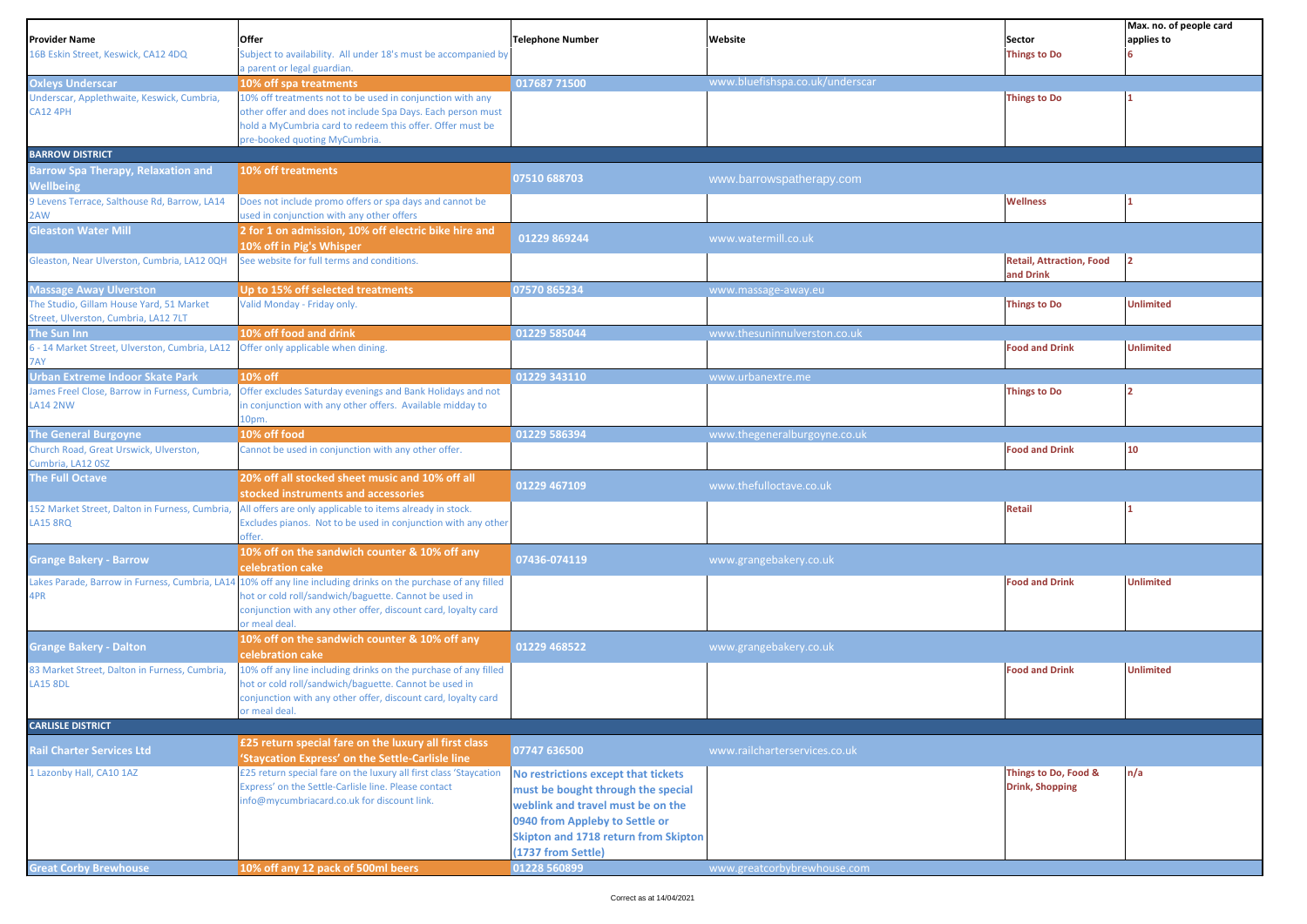| Provider Name | Offer | Telephone Number | Website | Sector | Max. no. of people card applies to |
|---|---|---|---|---|---|
| 16B Eskin Street, Keswick, CA12 4DQ | Subject to availability. All under 18's must be accompanied by a parent or legal guardian. | | | Things to Do | 6 |
| **Oxleys Underscar** | **10% off spa treatments** | 017687 71500 | www.bluefishspa.co.uk/underscar | | |
| Underscar, Applethwaite, Keswick, Cumbria, CA12 4PH | 10% off treatments not to be used in conjunction with any other offer and does not include Spa Days. Each person must hold a MyCumbria card to redeem this offer. Offer must be pre-booked quoting MyCumbria. | | | Things to Do | 1 |
| **BARROW DISTRICT** | | | | | |
| **Barrow Spa Therapy, Relaxation and Wellbeing** | **10% off treatments** | 07510 688703 | www.barrowspatherapy.com | | |
| 9 Levens Terrace, Salthouse Rd, Barrow, LA14 2AW | Does not include promo offers or spa days and cannot be used in conjunction with any other offers | | | Wellness | 1 |
| **Gleaston Water Mill** | **2 for 1 on admission, 10% off electric bike hire and 10% off in Pig's Whisper** | 01229 869244 | www.watermill.co.uk | | |
| Gleaston, Near Ulverston, Cumbria, LA12 0QH | See website for full terms and conditions. | | | Retail, Attraction, Food and Drink | 2 |
| **Massage Away Ulverston** | **Up to 15% off selected treatments** | 07570 865234 | www.massage-away.eu | | |
| The Studio, Gillam House Yard, 51 Market Street, Ulverston, Cumbria, LA12 7LT | Valid Monday - Friday only. | | | Things to Do | Unlimited |
| **The Sun Inn** | **10% off food and drink** | 01229 585044 | www.thesuninnulverston.co.uk | | |
| 6 - 14 Market Street, Ulverston, Cumbria, LA12 7AY | Offer only applicable when dining. | | | Food and Drink | Unlimited |
| **Urban Extreme Indoor Skate Park** | **10% off** | 01229 343110 | www.urbanextre.me | | |
| James Freel Close, Barrow in Furness, Cumbria, LA14 2NW | Offer excludes Saturday evenings and Bank Holidays and not in conjunction with any other offers. Available midday to 10pm. | | | Things to Do | 2 |
| **The General Burgoyne** | **10% off food** | 01229 586394 | www.thegeneralburgoyne.co.uk | | |
| Church Road, Great Urswick, Ulverston, Cumbria, LA12 0SZ | Cannot be used in conjunction with any other offer. | | | Food and Drink | 10 |
| **The Full Octave** | **20% off all stocked sheet music and 10% off all stocked instruments and accessories** | 01229 467109 | www.thefulloctave.co.uk | | |
| 152 Market Street, Dalton in Furness, Cumbria, LA15 8RQ | All offers are only applicable to items already in stock. Excludes pianos. Not to be used in conjunction with any other offer. | | | Retail | 1 |
| **Grange Bakery - Barrow** | **10% off on the sandwich counter & 10% off any celebration cake** | 07436-074119 | www.grangebakery.co.uk | | |
| Lakes Parade, Barrow in Furness, Cumbria, LA14 4PR | 10% off any line including drinks on the purchase of any filled hot or cold roll/sandwich/baguette. Cannot be used in conjunction with any other offer, discount card, loyalty card or meal deal. | | | Food and Drink | Unlimited |
| **Grange Bakery - Dalton** | **10% off on the sandwich counter & 10% off any celebration cake** | 01229 468522 | www.grangebakery.co.uk | | |
| 83 Market Street, Dalton in Furness, Cumbria, LA15 8DL | 10% off any line including drinks on the purchase of any filled hot or cold roll/sandwich/baguette. Cannot be used in conjunction with any other offer, discount card, loyalty card or meal deal. | | | Food and Drink | Unlimited |
| **CARLISLE DISTRICT** | | | | | |
| **Rail Charter Services Ltd** | **£25 return special fare on the luxury all first class 'Staycation Express' on the Settle-Carlisle line** | 07747 636500 | www.railcharterservices.co.uk | | |
| 1 Lazonby Hall, CA10 1AZ | £25 return special fare on the luxury all first class 'Staycation Express' on the Settle-Carlisle line. Please contact info@mycumbriacard.co.uk for discount link. | No restrictions except that tickets must be bought through the special weblink and travel must be on the 0940 from Appleby to Settle or Skipton and 1718 return from Skipton (1737 from Settle) | | Things to Do, Food & Drink, Shopping | n/a |
| **Great Corby Brewhouse** | **10% off any 12 pack of 500ml beers** | 01228 560899 | www.greatcorbybrewhouse.com | | |

Correct as at 14/04/2021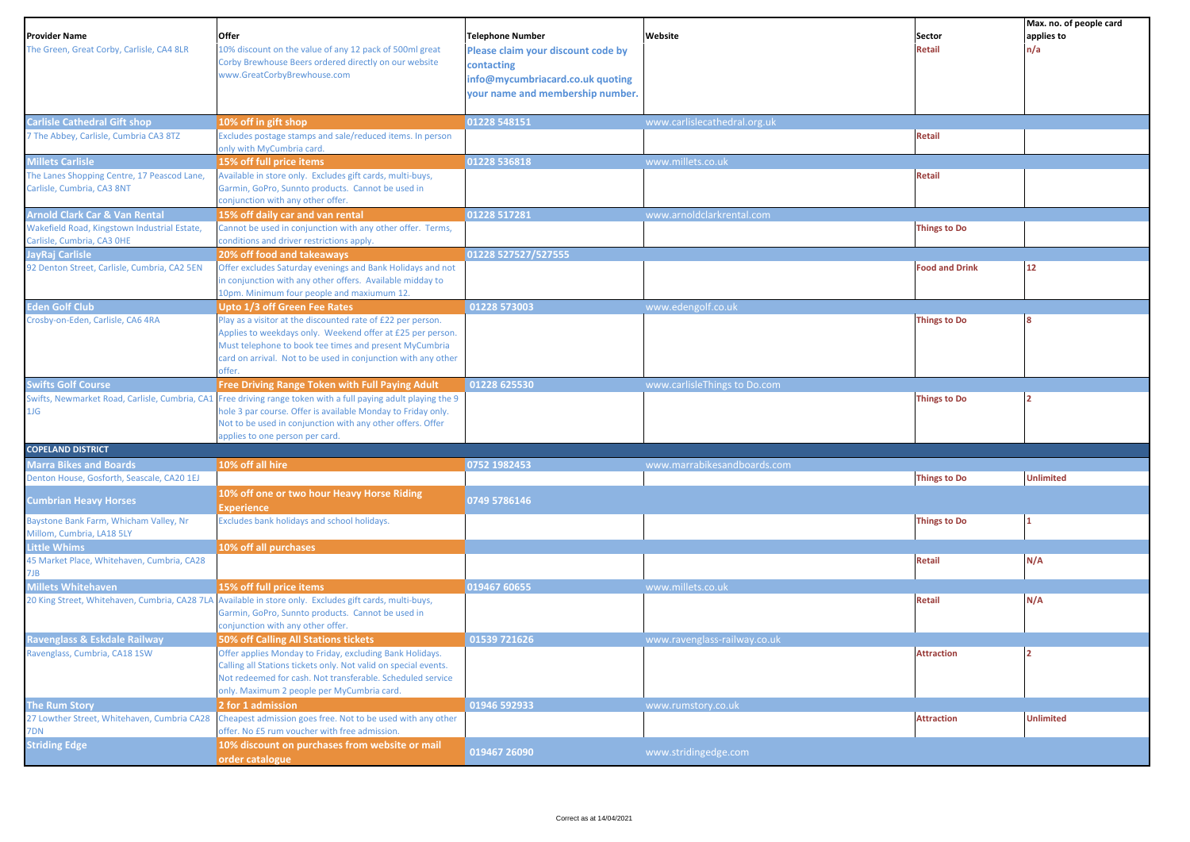| Provider Name | Offer | Telephone Number | Website | Sector | Max. no. of people card applies to |
|---|---|---|---|---|---|
| The Green, Great Corby, Carlisle, CA4 8LR | 10% discount on the value of any 12 pack of 500ml great Corby Brewhouse Beers ordered directly on our website www.GreatCorbyBrewhouse.com | **Please claim your discount code by contacting info@mycumbriacard.co.uk quoting your name and membership number.** | | Retail | n/a |
| **Carlisle Cathedral Gift shop** | **10% off in gift shop** | 01228 548151 | www.carlislecathedral.org.uk | | |
| 7 The Abbey, Carlisle, Cumbria CA3 8TZ | Excludes postage stamps and sale/reduced items. In person only with MyCumbria card. | | | Retail | |
| **Millets Carlisle** | **15% off full price items** | 01228 536818 | www.millets.co.uk | | |
| The Lanes Shopping Centre, 17 Peascod Lane, Carlisle, Cumbria, CA3 8NT | Available in store only. Excludes gift cards, multi-buys, Garmin, GoPro, Sunnto products. Cannot be used in conjunction with any other offer. | | | Retail | |
| **Arnold Clark Car & Van Rental** | **15% off daily car and van rental** | 01228 517281 | www.arnoldclarkrental.com | | |
| Wakefield Road, Kingstown Industrial Estate, Carlisle, Cumbria, CA3 0HE | Cannot be used in conjunction with any other offer. Terms, conditions and driver restrictions apply. | | | Things to Do | |
| **JayRaj Carlisle** | **20% off food and takeaways** | 01228 527527/527555 | | | |
| 92 Denton Street, Carlisle, Cumbria, CA2 5EN | Offer excludes Saturday evenings and Bank Holidays and not in conjunction with any other offers. Available midday to 10pm. Minimum four people and maxiumum 12. | | | Food and Drink | 12 |
| **Eden Golf Club** | **Upto 1/3 off Green Fee Rates** | 01228 573003 | www.edengolf.co.uk | | |
| Crosby-on-Eden, Carlisle, CA6 4RA | Play as a visitor at the discounted rate of £22 per person. Applies to weekdays only. Weekend offer at £25 per person. Must telephone to book tee times and present MyCumbria card on arrival. Not to be used in conjunction with any other offer. | | | Things to Do | 8 |
| **Swifts Golf Course** | **Free Driving Range Token with Full Paying Adult** | 01228 625530 | www.carlisleThings to Do.com | | |
| Swifts, Newmarket Road, Carlisle, Cumbria, CA1 1JG | Free driving range token with a full paying adult playing the 9 hole 3 par course. Offer is available Monday to Friday only. Not to be used in conjunction with any other offers. Offer applies to one person per card. | | | Things to Do | 2 |
| **COPELAND DISTRICT** | | | | | |
| **Marra Bikes and Boards** | **10% off all hire** | 0752 1982453 | www.marrabikesandboards.com | | |
| Denton House, Gosforth, Seascale, CA20 1EJ | | | | Things to Do | Unlimited |
| **Cumbrian Heavy Horses** | **10% off one or two hour Heavy Horse Riding Experience** | 0749 5786146 | | | |
| Baystone Bank Farm, Whicham Valley, Nr Millom, Cumbria, LA18 5LY | Excludes bank holidays and school holidays. | | | Things to Do | 1 |
| **Little Whims** | **10% off all purchases** | | | | |
| 45 Market Place, Whitehaven, Cumbria, CA28 7JB | | | | Retail | N/A |
| **Millets Whitehaven** | **15% off full price items** | 019467 60655 | www.millets.co.uk | | |
| 20 King Street, Whitehaven, Cumbria, CA28 7LA | Available in store only. Excludes gift cards, multi-buys, Garmin, GoPro, Sunnto products. Cannot be used in conjunction with any other offer. | | | Retail | N/A |
| **Ravenglass & Eskdale Railway** | **50% off Calling All Stations tickets** | 01539 721626 | www.ravenglass-railway.co.uk | | |
| Ravenglass, Cumbria, CA18 1SW | Offer applies Monday to Friday, excluding Bank Holidays. Calling all Stations tickets only. Not valid on special events. Not redeemed for cash. Not transferable. Scheduled service only. Maximum 2 people per MyCumbria card. | | | Attraction | 2 |
| **The Rum Story** | **2 for 1 admission** | 01946 592933 | www.rumstory.co.uk | | |
| 27 Lowther Street, Whitehaven, Cumbria CA28 7DN | Cheapest admission goes free. Not to be used with any other offer. No £5 rum voucher with free admission. | | | Attraction | Unlimited |
| **Striding Edge** | **10% discount on purchases from website or mail order catalogue** | 019467 26090 | www.stridingedge.com | | |

Correct as at 14/04/2021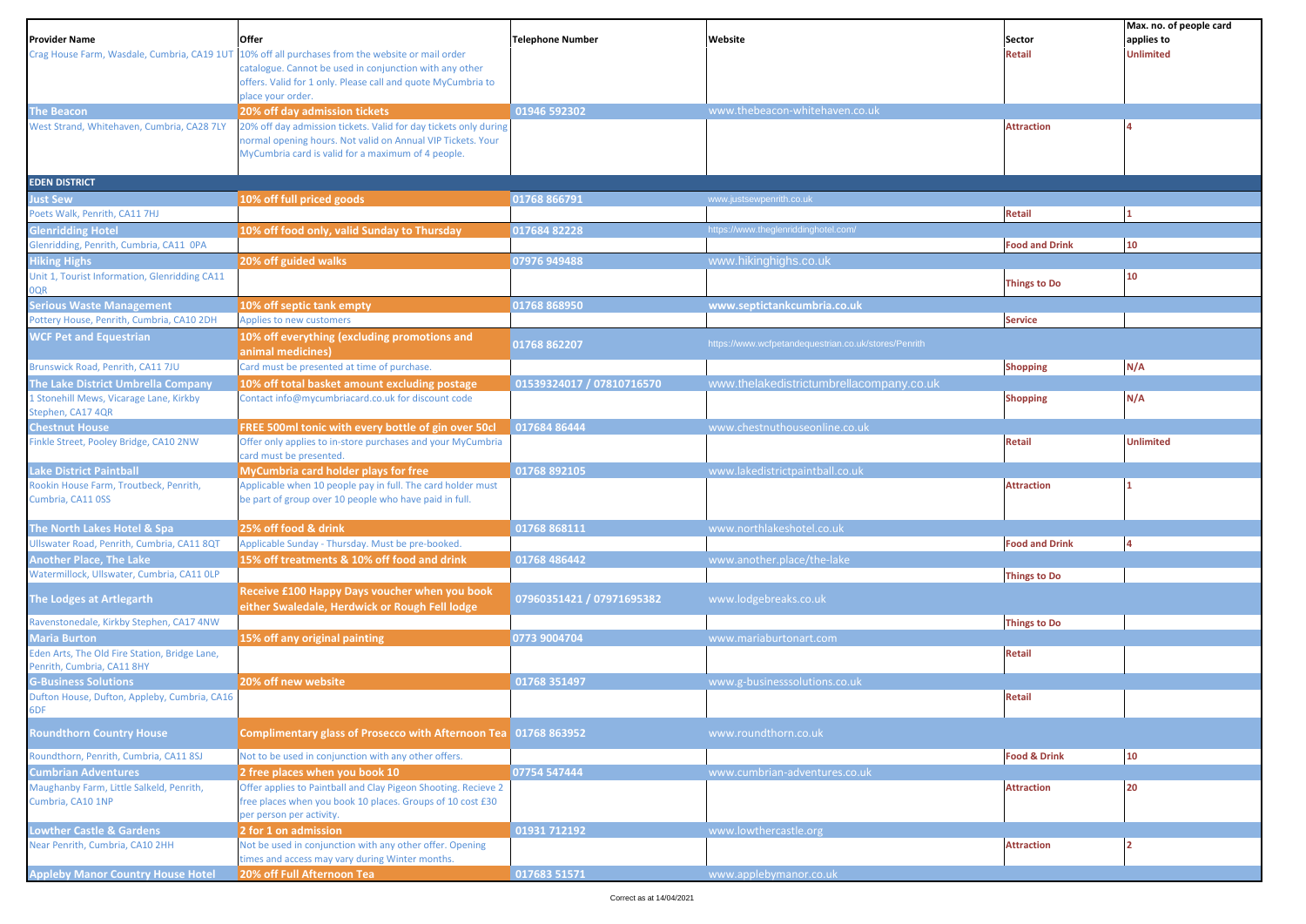| Provider Name | Offer | Telephone Number | Website | Sector | Max. no. of people card applies to |
|---|---|---|---|---|---|
| Crag House Farm, Wasdale, Cumbria, CA19 1UT | 10% off all purchases from the website or mail order catalogue. Cannot be used in conjunction with any other offers. Valid for 1 only. Please call and quote MyCumbria to place your order. | | | Retail | Unlimited |
| **The Beacon** | **20% off day admission tickets** | 01946 592302 | www.thebeacon-whitehaven.co.uk | | |
| West Strand, Whitehaven, Cumbria, CA28 7LY | 20% off day admission tickets. Valid for day tickets only during normal opening hours. Not valid on Annual VIP Tickets. Your MyCumbria card is valid for a maximum of 4 people. | | | Attraction | 4 |
| **EDEN DISTRICT** | | | | | |
| **Just Sew** | **10% off full priced goods** | 01768 866791 | www.justsewpenrith.co.uk | | |
| Poets Walk, Penrith, CA11 7HJ | | | | Retail | 1 |
| **Glenridding Hotel** | **10% off food only, valid Sunday to Thursday** | 017684 82228 | https://www.theglenriddinghotel.com/ | | |
| Glenridding, Penrith, Cumbria, CA11 0PA | | | | Food and Drink | 10 |
| **Hiking Highs** | **20% off guided walks** | 07976 949488 | www.hikinghighs.co.uk | | |
| Unit 1, Tourist Information, Glenridding CA11 0QR | | | | Things to Do | 10 |
| **Serious Waste Management** | **10% off septic tank empty** | 01768 868950 | www.septictankcumbria.co.uk | | |
| Pottery House, Penrith, Cumbria, CA10 2DH | Applies to new customers | | | Service | |
| **WCF Pet and Equestrian** | **10% off everything (excluding promotions and animal medicines)** | 01768 862207 | https://www.wcfpetandequestrian.co.uk/stores/Penrith | | |
| Brunswick Road, Penrith, CA11 7JU | Card must be presented at time of purchase. | | | Shopping | N/A |
| **The Lake District Umbrella Company** | **10% off total basket amount excluding postage** | 01539324017 / 07810716570 | www.thelakedistrictumbrellacompany.co.uk | | |
| 1 Stonehill Mews, Vicarage Lane, Kirkby Stephen, CA17 4QR | Contact info@mycumbriacard.co.uk for discount code | | | Shopping | N/A |
| **Chestnut House** | **FREE 500ml tonic with every bottle of gin over 50cl** | 017684 86444 | www.chestnuthouseonline.co.uk | | |
| Finkle Street, Pooley Bridge, CA10 2NW | Offer only applies to in-store purchases and your MyCumbria card must be presented. | | | Retail | Unlimited |
| **Lake District Paintball** | **MyCumbria card holder plays for free** | 01768 892105 | www.lakedistrictpaintball.co.uk | | |
| Rookin House Farm, Troutbeck, Penrith, Cumbria, CA11 0SS | Applicable when 10 people pay in full. The card holder must be part of group over 10 people who have paid in full. | | | Attraction | 1 |
| **The North Lakes Hotel & Spa** | **25% off food & drink** | 01768 868111 | www.northlakeshotel.co.uk | | |
| Ullswater Road, Penrith, Cumbria, CA11 8QT | Applicable Sunday - Thursday. Must be pre-booked. | | | Food and Drink | 4 |
| **Another Place, The Lake** | **15% off treatments & 10% off food and drink** | 01768 486442 | www.another.place/the-lake | | |
| Watermillock, Ullswater, Cumbria, CA11 0LP | | | | Things to Do | |
| **The Lodges at Artlegarth** | **Receive £100 Happy Days voucher when you book either Swaledale, Herdwick or Rough Fell lodge** | 07960351421 / 07971695382 | www.lodgebreaks.co.uk | | |
| Ravenstonedale, Kirkby Stephen, CA17 4NW | | | | Things to Do | |
| **Maria Burton** | **15% off any original painting** | 0773 9004704 | www.mariaburtonart.com | | |
| Eden Arts, The Old Fire Station, Bridge Lane, Penrith, Cumbria, CA11 8HY | | | | Retail | |
| **G-Business Solutions** | **20% off new website** | 01768 351497 | www.g-businesssolutions.co.uk | | |
| Dufton House, Dufton, Appleby, Cumbria, CA16 6DF | | | | Retail | |
| **Roundthorn Country House** | **Complimentary glass of Prosecco with Afternoon Tea** | 01768 863952 | www.roundthorn.co.uk | | |
| Roundthorn, Penrith, Cumbria, CA11 8SJ | Not to be used in conjunction with any other offers. | | | Food & Drink | 10 |
| **Cumbrian Adventures** | **2 free places when you book 10** | 07754 547444 | www.cumbrian-adventures.co.uk | | |
| Maughanby Farm, Little Salkeld, Penrith, Cumbria, CA10 1NP | Offer applies to Paintball and Clay Pigeon Shooting. Recieve 2 free places when you book 10 places. Groups of 10 cost £30 per person per activity. | | | Attraction | 20 |
| **Lowther Castle & Gardens** | **2 for 1 on admission** | 01931 712192 | www.lowthercastle.org | | |
| Near Penrith, Cumbria, CA10 2HH | Not be used in conjunction with any other offer. Opening times and access may vary during Winter months. | | | Attraction | 2 |
| **Appleby Manor Country House Hotel** | **20% off Full Afternoon Tea** | 017683 51571 | www.applebymanor.co.uk | | |

Correct as at 14/04/2021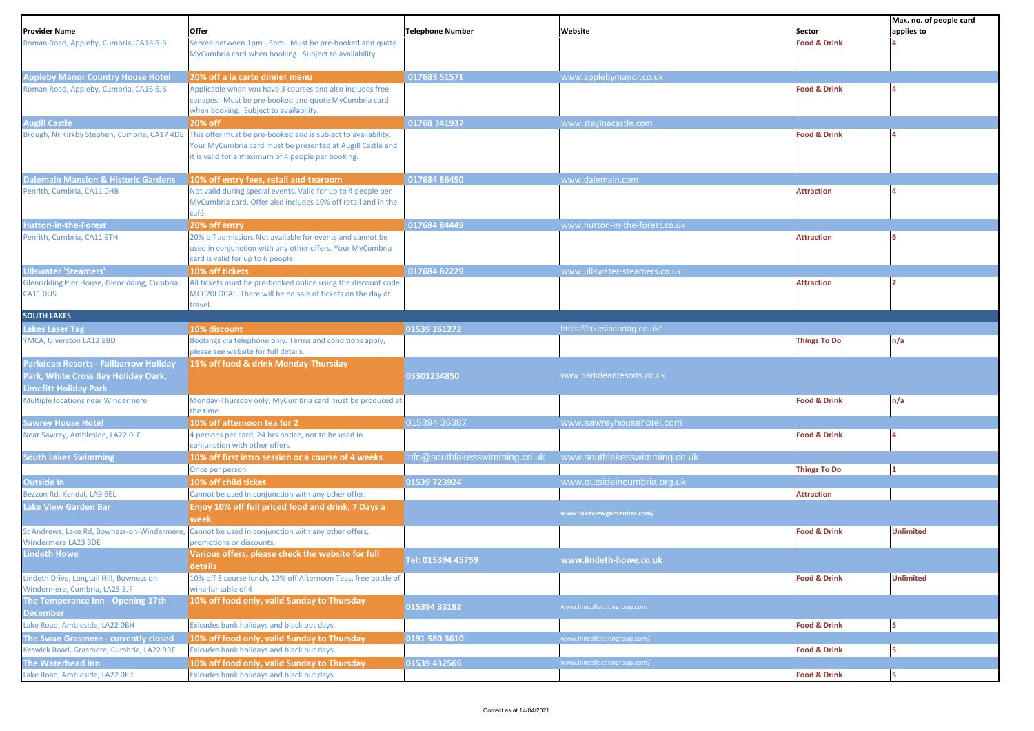| Provider Name | Offer | Telephone Number | Website | Sector | Max. no. of people card applies to |
|---|---|---|---|---|---|
| Roman Road, Appleby, Cumbria, CA16 6JB | Served between 1pm - 5pm. Must be pre-booked and quote MyCumbria card when booking. Subject to availability. | | | Food & Drink | 4 |
| **Appleby Manor Country House Hotel** | **20% off a la carte dinner menu** | 017683 51571 | www.applebymanor.co.uk | | |
| Roman Road, Appleby, Cumbria, CA16 6JB | Applicable when you have 3 courses and also includes free canapes. Must be pre-booked and quote MyCumbria card when booking. Subject to availability. | | | Food & Drink | 4 |
| **Augill Castle** | **20% off** | 01768 341937 | www.stayinacastle.com | | |
| Brough, Nr Kirkby Stephen, Cumbria, CA17 4DE | This offer must be pre-booked and is subject to availability. Your MyCumbria card must be presented at Augill Castle and it is valid for a maximum of 4 people per booking. | | | Food & Drink | 4 |
| **Dalemain Mansion & Historic Gardens** | **10% off entry fees, retail and tearoom** | 017684 86450 | www.dalemain.com | | |
| Penrith, Cumbria, CA11 0HB | Not valid during special events. Valid for up to 4 people per MyCumbria card. Offer also includes 10% off retail and in the café. | | | Attraction | 4 |
| **Hutton-in-the-Forest** | **20% off entry** | 017684 84449 | www.hutton-in-the-forest.co.uk | | |
| Penrith, Cumbria, CA11 9TH | 20% off admission. Not available for events and cannot be used in conjunction with any other offers. Your MyCumbria card is valid for up to 6 people. | | | Attraction | 6 |
| **Ullswater 'Steamers'** | **10% off tickets** | 017684 82229 | www.ullswater-steamers.co.uk | | |
| Glenridding Pier House, Glenridding, Cumbria, CA11 0US | All tickets must be pre-booked online using the discount code: MCC20LOCAL. There will be no sale of tickets on the day of travel. | | | Attraction | 2 |
| **SOUTH LAKES** | | | | | |
| **Lakes Laser Tag** | **10% discount** | 01539 261272 | https://lakeslasertag.co.uk/ | | |
| YMCA, Ulverston LA12 8BD | Bookings via telephone only. Terms and conditions apply, please see website for full details. | | | Things To Do | n/a |
| **Parkdean Resorts - Fallbarrow Holiday Park, White Cross Bay Holiday Oark, Limefitt Holiday Park** | **15% off food & drink Monday-Thursday** | 03301234850 | www.parkdeanresorts.co.uk | | |
| Multiple locations near Windermere | Monday-Thursday only, MyCumbria card must be produced at the time. | | | Food & Drink | n/a |
| **Sawrey House Hotel** | **10% off afternoon tea for 2** | 015394 36387 | www.sawreyhousehotel.com | | |
| Near Sawrey, Ambleside, LA22 0LF | 4 persons per card, 24 hrs notice, not to be used in conjunction with other offers | | | Food & Drink | 4 |
| **South Lakes Swimming** | **10% off first intro session or a course of 4 weeks** | info@southlakesswimming.co.uk | www.southlakesswimming.co.uk | | |
| | Once per person | | | Things To Do | 1 |
| **Outside In** | **10% off child ticket** | 01539 723924 | www.outsideincumbria.org.uk | | |
| Bezzon Rd, Kendal, LA9 6EL | Cannot be used in conjunction with any other offer. | | | Attraction | |
| **Lake View Garden Bar** | **Enjoy 10% off full priced food and drink, 7 Days a week** | | www.lakeviewgardenbar.com/ | | |
| St Andrews, Lake Rd, Bowness-on-Windermere, Windermere LA23 3DE | Cannot be used in conjunction with any other offers, promotions or discounts. | | | Food & Drink | Unlimited |
| **Lindeth Howe** | **Various offers, please check the website for full details** | Tel: 015394 45759 | www.lindeth-howe.co.uk | | |
| Lindeth Drive, Longtail Hill, Bowness on Windermere, Cumbria, LA23 3JF | 10% off 3 course lunch, 10% off Afternoon Teas, free bottle of wine for table of 4 | | | Food & Drink | Unlimited |
| **The Temperance Inn - Opening 17th December** | **10% off food only, valid Sunday to Thursday** | 015394 33192 | www.inncollectiongroup.com | | |
| Lake Road, Ambleside, LA22 0BH | Exlcudes bank holidays and black out days. | | | Food & Drink | 5 |
| **The Swan Grasmere - currently closed** | **10% off food only, valid Sunday to Thursday** | 0191 580 3610 | www.inncollectiongroup.com/ | | |
| Keswick Road, Grasmere, Cumbria, LA22 9RF | Exlcudes bank holidays and black out days. | | | Food & Drink | 5 |
| **The Waterhead Inn** | **10% off food only, valid Sunday to Thursday** | 01539 432566 | www.inncollectiongroup.com/ | | |
| Lake Road, Ambleside, LA22 0ER | Exlcudes bank holidays and black out days. | | | Food & Drink | 5 |

Correct as at 14/04/2021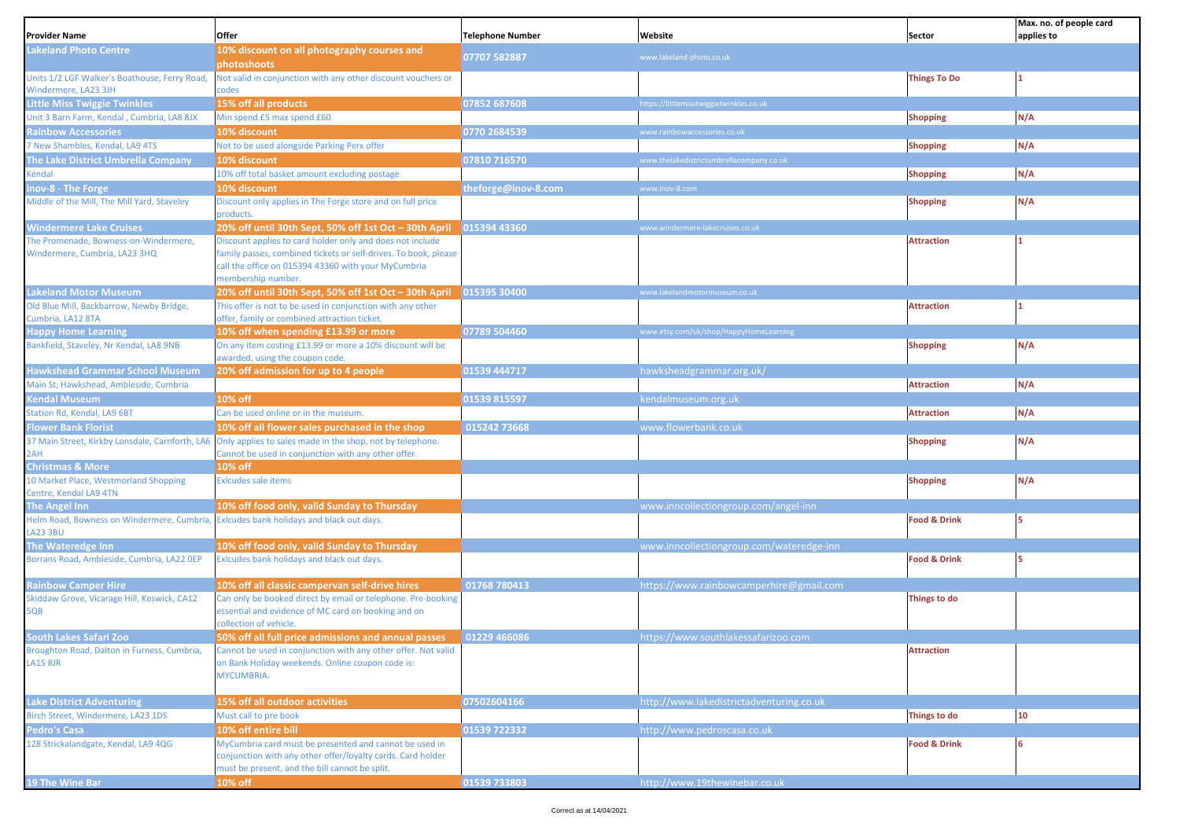| Provider Name | Offer | Telephone Number | Website | Sector | Max. no. of people card applies to |
|---|---|---|---|---|---|
| **Lakeland Photo Centre** | **10% discount on all photography courses and photoshoots** | **07707 582887** | www.lakeland-photo.co.uk | | |
| Units 1/2 LGF Walker's Boathouse, Ferry Road, Windermere, LA23 3JH | Not valid in conjunction with any other discount vouchers or codes | | | **Things To Do** | **1** |
| **Little Miss Twiggie Twinkles** | **15% off all products** | **07852 687608** | https://littlemisstwiggietwinkles.co.uk | | |
| Unit 3 Barn Farm, Kendal , Cumbria, LA8 8JX | Min spend £5 max spend £60 | | | **Shopping** | **N/A** |
| **Rainbow Accessories** | **10% discount** | **0770 2684539** | www.rainbowaccessories.co.uk | | |
| 7 New Shambles, Kendal, LA9 4TS | Not to be used alongside Parking Perx offer | | | **Shopping** | **N/A** |
| **The Lake District Umbrella Company** | **10% discount** | **07810 716570** | www.thelakedistrictumbrellacompany.co.uk | | |
| Kendal | 10% off total basket amount excluding postage | | | **Shopping** | **N/A** |
| **Inov-8 - The Forge** | **10% discount** | **theforge@inov-8.com** | www.inov-8.com | | |
| Middle of the Mill, The Mill Yard, Staveley | Discount only applies in The Forge store and on full price products. | | | **Shopping** | **N/A** |
| **Windermere Lake Cruises** | **20% off until 30th Sept, 50% off 1st Oct – 30th April** | **015394 43360** | www.windermere-lakecruises.co.uk | | |
| The Promenade, Bowness-on-Windermere, Windermere, Cumbria, LA23 3HQ | Discount applies to card holder only and does not include family passes, combined tickets or self-drives. To book, please call the office on 015394 43360 with your MyCumbria membership number. | | | **Attraction** | **1** |
| **Lakeland Motor Museum** | **20% off until 30th Sept, 50% off 1st Oct – 30th April** | **015395 30400** | www.lakelandmotormuseum.co.uk | | |
| Old Blue Mill, Backbarrow, Newby Bridge, Cumbria, LA12 8TA | This offer is not to be used in conjunction with any other offer, family or combined attraction ticket. | | | **Attraction** | **1** |
| **Happy Home Learning** | **10% off when spending £13.99 or more** | **07789 504460** | www.etsy.com/uk/shop/HappyHomeLearning | | |
| Bankfield, Staveley, Nr Kendal, LA8 9NB | On any item costing £13.99 or more a 10% discount will be awarded, using the coupon code. | | | **Shopping** | **N/A** |
| **Hawkshead Grammar School Museum** | **20% off admission for up to 4 people** | **01539 444717** | hawksheadgrammar.org.uk/ | | |
| Main St, Hawkshead, Ambleside, Cumbria | | | | **Attraction** | **N/A** |
| **Kendal Museum** | **10% off** | **01539 815597** | kendalmuseum.org.uk | | |
| Station Rd, Kendal, LA9 6BT | Can be used online or in the museum. | | | **Attraction** | **N/A** |
| **Flower Bank Florist** | **10% off all flower sales purchased in the shop** | **015242 73668** | www.flowerbank.co.uk | | |
| 37 Main Street, Kirkby Lonsdale, Carnforth, LA6 2AH | Only applies to sales made in the shop, not by telephone. Cannot be used in conjunction with any other offer. | | | **Shopping** | **N/A** |
| **Christmas & More** | **10% off** | | | | |
| 10 Market Place, Westmorland Shopping Centre, Kendal LA9 4TN | Exlcudes sale items | | | **Shopping** | **N/A** |
| **The Angel Inn** | **10% off food only, valid Sunday to Thursday** | | www.inncollectiongroup.com/angel-inn | | |
| Helm Road, Bowness on Windermere, Cumbria, LA23 3BU | Exlcudes bank holidays and black out days. | | | **Food & Drink** | **5** |
| **The Wateredge Inn** | **10% off food only, valid Sunday to Thursday** | | www.inncollectiongroup.com/wateredge-inn | | |
| Borrans Road, Ambleside, Cumbria, LA22 0EP | Exlcudes bank holidays and black out days. | | | **Food & Drink** | **5** |
| **Rainbow Camper Hire** | **10% off all classic campervan self-drive hires** | **01768 780413** | https://www.rainbowcamperhire@gmail.com | | |
| Skiddaw Grove, Vicarage Hill, Keswick, CA12 5QB | Can only be booked direct by email or telephone. Pre-booking essential and evidence of MC card on booking and on collection of vehicle. | | | **Things to do** | |
| **South Lakes Safari Zoo** | **50% off all full price admissions and annual passes** | **01229 466086** | https://www.southlakessafarizoo.com | | |
| Broughton Road, Dalton in Furness, Cumbria, LA15 8JR | Cannot be used in conjunction with any other offer. Not valid on Bank Holiday weekends. Online coupon code is: MYCUMBRIA. | | | **Attraction** | |
| **Lake District Adventuring** | **15% off all outdoor activities** | **07502604166** | http://www.lakedistrictadventuring.co.uk | | |
| Birch Street, Windermere, LA23 1DS | Must call to pre book | | | **Things to do** | **10** |
| **Pedro's Casa** | **10% off entire bill** | **01539 722332** | http://www.pedroscasa.co.uk | | |
| 128 Strickalandgate, Kendal, LA9 4QG | MyCumbria card must be presented and cannot be used in conjunction with any other offer/loyalty cards. Card holder must be present, and the bill cannot be split. | | | **Food & Drink** | **6** |
| **19 The Wine Bar** | **10% off** | **01539 733803** | http://www.19thewinebar.co.uk | | |

Correct as at 14/04/2021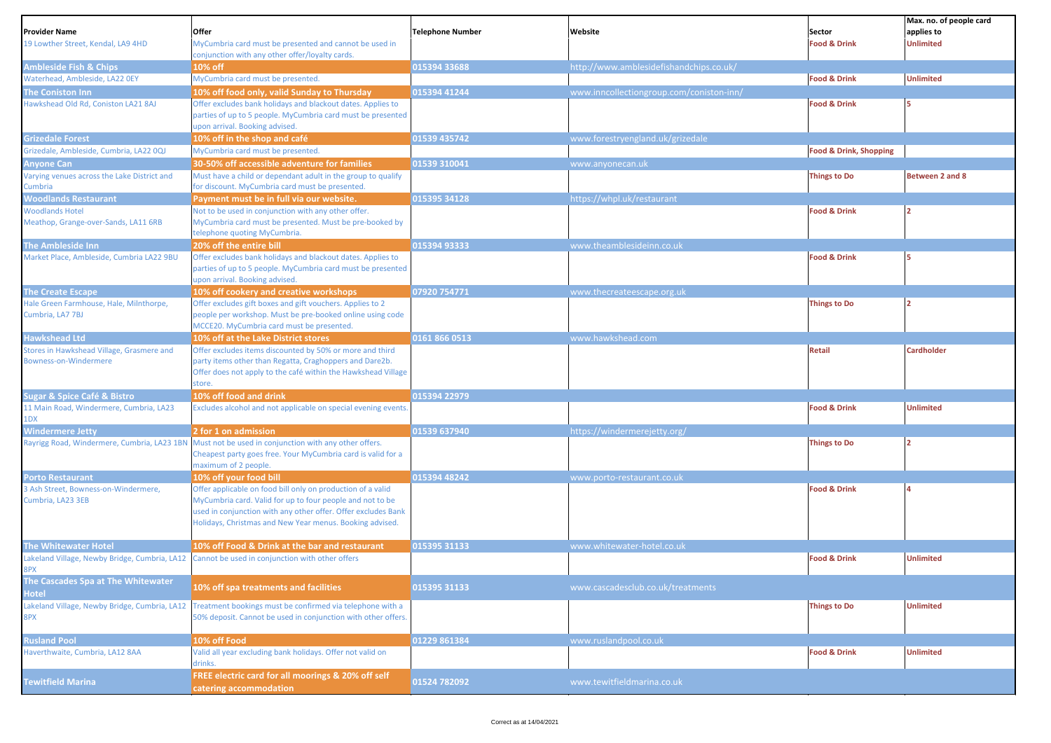| Provider Name | Offer | Telephone Number | Website | Sector | Max. no. of people card applies to |
|---|---|---|---|---|---|
| 19 Lowther Street, Kendal, LA9 4HD | MyCumbria card must be presented and cannot be used in conjunction with any other offer/loyalty cards. | | | Food & Drink | Unlimited |
| **Ambleside Fish & Chips** | **10% off** | 015394 33688 | http://www.amblesidefishandchips.co.uk/ | | |
| Waterhead, Ambleside, LA22 0EY | MyCumbria card must be presented. | | | Food & Drink | Unlimited |
| **The Coniston Inn** | **10% off food only, valid Sunday to Thursday** | 015394 41244 | www.inncollectiongroup.com/coniston-inn/ | | |
| Hawkshead Old Rd, Coniston LA21 8AJ | Offer excludes bank holidays and blackout dates. Applies to parties of up to 5 people. MyCumbria card must be presented upon arrival. Booking advised. | | | Food & Drink | 5 |
| **Grizedale Forest** | **10% off in the shop and café** | 01539 435742 | www.forestryengland.uk/grizedale | | |
| Grizedale, Ambleside, Cumbria, LA22 0QJ | MyCumbria card must be presented. | | | Food & Drink, Shopping | |
| **Anyone Can** | **30-50% off accessible adventure for families** | 01539 310041 | www.anyonecan.uk | | |
| Varying venues across the Lake District and Cumbria | Must have a child or dependant adult in the group to qualify for discount. MyCumbria card must be presented. | | | Things to Do | Between 2 and 8 |
| **Woodlands Restaurant** | **Payment must be in full via our website.** | 015395 34128 | https://whpl.uk/restaurant | | |
| Woodlands Hotel Meathop, Grange-over-Sands, LA11 6RB | Not to be used in conjunction with any other offer. MyCumbria card must be presented. Must be pre-booked by telephone quoting MyCumbria. | | | Food & Drink | 2 |
| **The Ambleside Inn** | **20% off the entire bill** | 015394 93333 | www.theamblesideinn.co.uk | | |
| Market Place, Ambleside, Cumbria LA22 9BU | Offer excludes bank holidays and blackout dates. Applies to parties of up to 5 people. MyCumbria card must be presented upon arrival. Booking advised. | | | Food & Drink | 5 |
| **The Create Escape** | **10% off cookery and creative workshops** | 07920 754771 | www.thecreateescape.org.uk | | |
| Hale Green Farmhouse, Hale, Milnthorpe, Cumbria, LA7 7BJ | Offer excludes gift boxes and gift vouchers. Applies to 2 people per workshop. Must be pre-booked online using code MCCE20. MyCumbria card must be presented. | | | Things to Do | 2 |
| **Hawkshead Ltd** | **10% off at the Lake District stores** | 0161 866 0513 | www.hawkshead.com | | |
| Stores in Hawkshead Village, Grasmere and Bowness-on-Windermere | Offer excludes items discounted by 50% or more and third party items other than Regatta, Craghoppers and Dare2b. Offer does not apply to the café within the Hawkshead Village store. | | | Retail | Cardholder |
| **Sugar & Spice Café & Bistro** | **10% off food and drink** | 015394 22979 | | | |
| 11 Main Road, Windermere, Cumbria, LA23 1DX | Excludes alcohol and not applicable on special evening events. | | | Food & Drink | Unlimited |
| **Windermere Jetty** | **2 for 1 on admission** | 01539 637940 | https://windermerejetty.org/ | | |
| Rayrigg Road, Windermere, Cumbria, LA23 1BN | Must not be used in conjunction with any other offers. Cheapest party goes free. Your MyCumbria card is valid for a maximum of 2 people. | | | Things to Do | 2 |
| **Porto Restaurant** | **10% off your food bill** | 015394 48242 | www.porto-restaurant.co.uk | | |
| 3 Ash Street, Bowness-on-Windermere, Cumbria, LA23 3EB | Offer applicable on food bill only on production of a valid MyCumbria card. Valid for up to four people and not to be used in conjunction with any other offer. Offer excludes Bank Holidays, Christmas and New Year menus. Booking advised. | | | Food & Drink | 4 |
| **The Whitewater Hotel** | **10% off Food & Drink at the bar and restaurant** | 015395 31133 | www.whitewater-hotel.co.uk | | |
| Lakeland Village, Newby Bridge, Cumbria, LA12 8PX | Cannot be used in conjunction with other offers | | | Food & Drink | Unlimited |
| **The Cascades Spa at The Whitewater Hotel** | **10% off spa treatments and facilities** | 015395 31133 | www.cascadesclub.co.uk/treatments | | |
| Lakeland Village, Newby Bridge, Cumbria, LA12 8PX | Treatment bookings must be confirmed via telephone with a 50% deposit. Cannot be used in conjunction with other offers. | | | Things to Do | Unlimited |
| **Rusland Pool** | **10% off Food** | 01229 861384 | www.ruslandpool.co.uk | | |
| Haverthwaite, Cumbria, LA12 8AA | Valid all year excluding bank holidays. Offer not valid on drinks. | | | Food & Drink | Unlimited |
| **Tewitfield Marina** | **FREE electric card for all moorings & 20% off self catering accommodation** | 01524 782092 | www.tewitfieldmarina.co.uk | | |

Correct as at 14/04/2021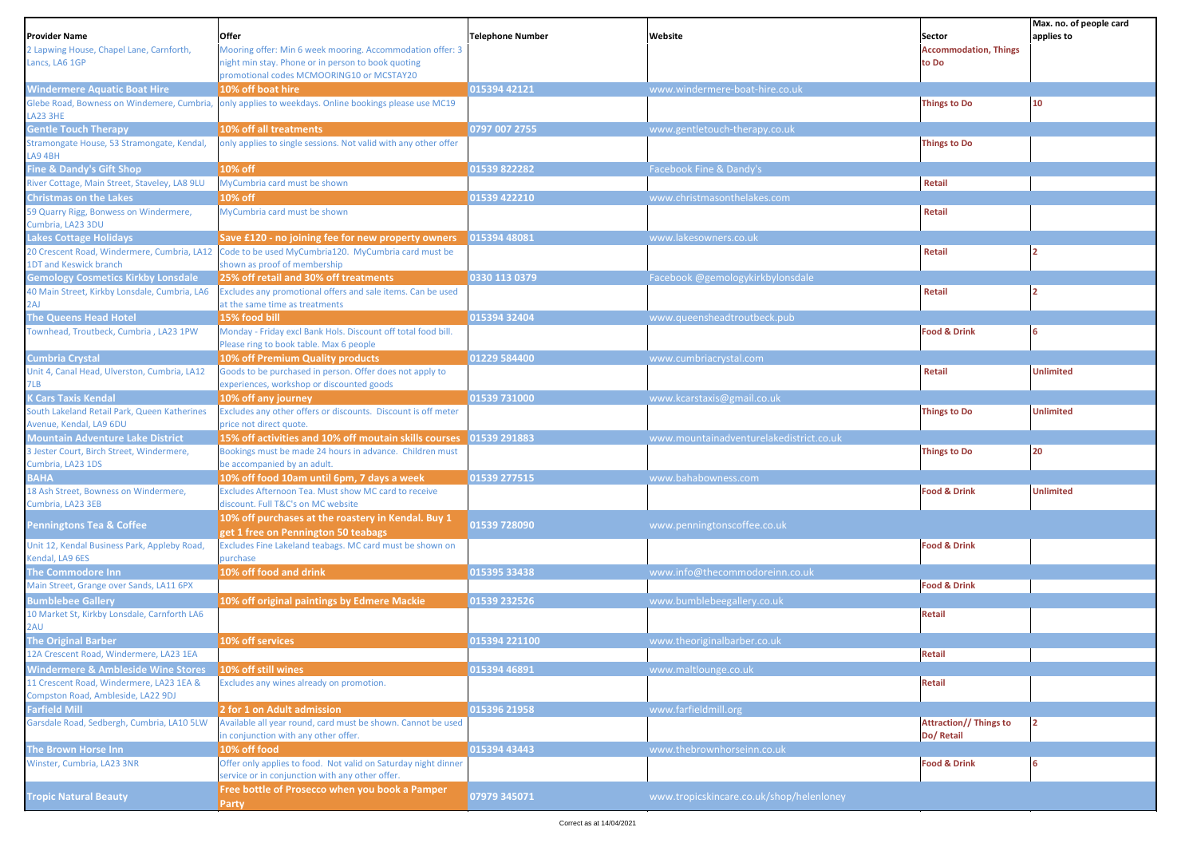| Provider Name | Offer | Telephone Number | Website | Sector | Max. no. of people card applies to |
|---|---|---|---|---|---|
| 2 Lapwing House, Chapel Lane, Carnforth, Lancs, LA6 1GP | Mooring offer: Min 6 week mooring. Accommodation offer: 3 night min stay. Phone or in person to book quoting promotional codes MCMOORING10 or MCSTAY20 | | | Accommodation, Things to Do | |
| **Windermere Aquatic Boat Hire** | **10% off boat hire** | 015394 42121 | www.windermere-boat-hire.co.uk | | |
| Glebe Road, Bowness on Windemere, Cumbria, LA23 3HE | only applies to weekdays. Online bookings please use MC19 | | | Things to Do | 10 |
| **Gentle Touch Therapy** | **10% off all treatments** | 0797 007 2755 | www.gentletouch-therapy.co.uk | | |
| Stramongate House, 53 Stramongate, Kendal, LA9 4BH | only applies to single sessions. Not valid with any other offer | | | Things to Do | |
| **Fine & Dandy's Gift Shop** | **10% off** | 01539 822282 | Facebook Fine & Dandy's | | |
| River Cottage, Main Street, Staveley, LA8 9LU | MyCumbria card must be shown | | | Retail | |
| **Christmas on the Lakes** | **10% off** | 01539 422210 | www.christmasonthelakes.com | | |
| 59 Quarry Rigg, Bonwess on Windermere, Cumbria, LA23 3DU | MyCumbria card must be shown | | | Retail | |
| **Lakes Cottage Holidays** | **Save £120 - no joining fee for new property owners** | 015394 48081 | www.lakesowners.co.uk | | |
| 20 Crescent Road, Windermere, Cumbria, LA12 1DT and Keswick branch | Code to be used MyCumbria120. MyCumbria card must be shown as proof of membership | | | Retail | 2 |
| **Gemology Cosmetics Kirkby Lonsdale** | **25% off retail and 30% off treatments** | 0330 113 0379 | Facebook @gemologykirkbylonsdale | | |
| 40 Main Street, Kirkby Lonsdale, Cumbria, LA6 2AJ | Excludes any promotional offers and sale items. Can be used at the same time as treatments | | | Retail | 2 |
| **The Queens Head Hotel** | **15% food bill** | 015394 32404 | www.queensheadtroutbeck.pub | | |
| Townhead, Troutbeck, Cumbria , LA23 1PW | Monday - Friday excl Bank Hols. Discount off total food bill. Please ring to book table. Max 6 people | | | Food & Drink | 6 |
| **Cumbria Crystal** | **10% off Premium Quality products** | 01229 584400 | www.cumbriacrystal.com | | |
| Unit 4, Canal Head, Ulverston, Cumbria, LA12 7LB | Goods to be purchased in person. Offer does not apply to experiences, workshop or discounted goods | | | Retail | Unlimited |
| **K Cars Taxis Kendal** | **10% off any journey** | 01539 731000 | www.kcarstaxis@gmail.co.uk | | |
| South Lakeland Retail Park, Queen Katherines Avenue, Kendal, LA9 6DU | Excludes any other offers or discounts. Discount is off meter price not direct quote. | | | Things to Do | Unlimited |
| **Mountain Adventure Lake District** | **15% off activities and 10% off moutain skills courses** | 01539 291883 | www.mountainadventurelakedistrict.co.uk | | |
| 3 Jester Court, Birch Street, Windermere, Cumbria, LA23 1DS | Bookings must be made 24 hours in advance. Children must be accompanied by an adult. | | | Things to Do | 20 |
| **BAHA** | **10% off food 10am until 6pm, 7 days a week** | 01539 277515 | www.bahabowness.com | | |
| 18 Ash Street, Bowness on Windermere, Cumbria, LA23 3EB | Excludes Afternoon Tea. Must show MC card to receive discount. Full T&C's on MC website | | | Food & Drink | Unlimited |
| **Penningtons Tea & Coffee** | **10% off purchases at the roastery in Kendal. Buy 1 get 1 free on Pennington 50 teabags** | 01539 728090 | www.penningtonscoffee.co.uk | | |
| Unit 12, Kendal Business Park, Appleby Road, Kendal, LA9 6ES | Excludes Fine Lakeland teabags. MC card must be shown on purchase | | | Food & Drink | |
| **The Commodore Inn** | **10% off food and drink** | 015395 33438 | www.info@thecommodoreinn.co.uk | | |
| Main Street, Grange over Sands, LA11 6PX | | | | Food & Drink | |
| **Bumblebee Gallery** | **10% off original paintings by Edmere Mackie** | 01539 232526 | www.bumblebeegallery.co.uk | | |
| 10 Market St, Kirkby Lonsdale, Carnforth LA6 2AU | | | | Retail | |
| **The Original Barber** | **10% off services** | 015394 221100 | www.theoriginalbarber.co.uk | | |
| 12A Crescent Road, Windermere, LA23 1EA | | | | Retail | |
| **Windermere & Ambleside Wine Stores** | **10% off still wines** | 015394 46891 | www.maltlounge.co.uk | | |
| 11 Crescent Road, Windermere, LA23 1EA & Compston Road, Ambleside, LA22 9DJ | Excludes any wines already on promotion. | | | Retail | |
| **Farfield Mill** | **2 for 1 on Adult admission** | 015396 21958 | www.farfieldmill.org | | |
| Garsdale Road, Sedbergh, Cumbria, LA10 5LW | Available all year round, card must be shown. Cannot be used in conjunction with any other offer. | | | Attraction// Things to Do/ Retail | 2 |
| **The Brown Horse Inn** | **10% off food** | 015394 43443 | www.thebrownhorseinn.co.uk | | |
| Winster, Cumbria, LA23 3NR | Offer only applies to food. Not valid on Saturday night dinner service or in conjunction with any other offer. | | | Food & Drink | 6 |
| **Tropic Natural Beauty** | **Free bottle of Prosecco when you book a Pamper Party** | 07979 345071 | www.tropicskincare.co.uk/shop/helenloney | | |

Correct as at 14/04/2021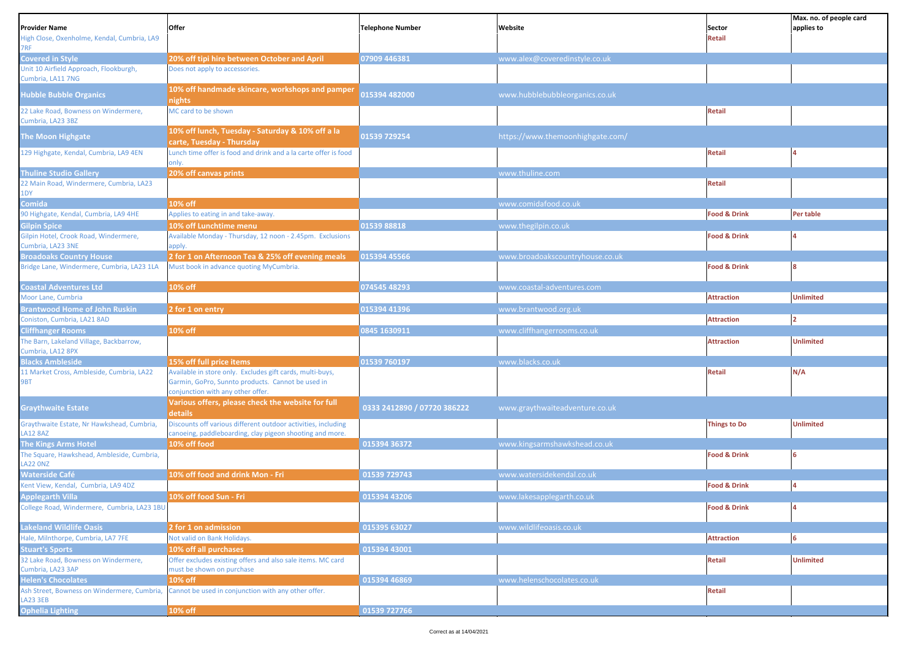| Provider Name | Offer | Telephone Number | Website | Sector | Max. no. of people card applies to |
|---|---|---|---|---|---|
| High Close, Oxenholme, Kendal, Cumbria, LA9 7RF | | | | Retail | |
| **Covered in Style** | **20% off tipi hire between October and April** | 07909 446381 | www.alex@coveredinstyle.co.uk | | |
| Unit 10 Airfield Approach, Flookburgh, Cumbria, LA11 7NG | Does not apply to accessories. | | | | |
| **Hubble Bubble Organics** | **10% off handmade skincare, workshops and pamper nights** | 015394 482000 | www.hubblebubbleorganics.co.uk | | |
| 22 Lake Road, Bowness on Windermere, Cumbria, LA23 3BZ | MC card to be shown | | | Retail | |
| **The Moon Highgate** | **10% off lunch, Tuesday - Saturday & 10% off a la carte, Tuesday - Thursday** | 01539 729254 | https://www.themoonhighgate.com/ | | |
| 129 Highgate, Kendal, Cumbria, LA9 4EN | Lunch time offer is food and drink and a la carte offer is food only. | | | Retail | 4 |
| **Thuline Studio Gallery** | **20% off canvas prints** | | www.thuline.com | | |
| 22 Main Road, Windermere, Cumbria, LA23 1DY | | | | Retail | |
| **Comida** | **10% off** | | www.comidafood.co.uk | | |
| 90 Highgate, Kendal, Cumbria, LA9 4HE | Applies to eating in and take-away. | | | Food & Drink | Per table |
| **Gilpin Spice** | **10% off Lunchtime menu** | 01539 88818 | www.thegilpin.co.uk | | |
| Gilpin Hotel, Crook Road, Windermere, Cumbria, LA23 3NE | Available Monday - Thursday, 12 noon - 2.45pm. Exclusions apply. | | | Food & Drink | 4 |
| **Broadoaks Country House** | **2 for 1 on Afternoon Tea & 25% off evening meals** | 015394 45566 | www.broadoakscountryhouse.co.uk | | |
| Bridge Lane, Windermere, Cumbria, LA23 1LA | Must book in advance quoting MyCumbria. | | | Food & Drink | 8 |
| **Coastal Adventures Ltd** | **10% off** | 074545 48293 | www.coastal-adventures.com | | |
| Moor Lane, Cumbria | | | | Attraction | Unlimited |
| **Brantwood Home of John Ruskin** | **2 for 1 on entry** | 015394 41396 | www.brantwood.org.uk | | |
| Coniston, Cumbria, LA21 8AD | | | | Attraction | 2 |
| **Cliffhanger Rooms** | **10% off** | 0845 1630911 | www.cliffhangerrooms.co.uk | | |
| The Barn, Lakeland Village, Backbarrow, Cumbria, LA12 8PX | | | | Attraction | Unlimited |
| **Blacks Ambleside** | **15% off full price items** | 01539 760197 | www.blacks.co.uk | | |
| 11 Market Cross, Ambleside, Cumbria, LA22 9BT | Available in store only. Excludes gift cards, multi-buys, Garmin, GoPro, Sunnto products. Cannot be used in conjunction with any other offer. | | | Retail | N/A |
| **Graythwaite Estate** | **Various offers, please check the website for full details** | 0333 2412890 / 07720 386222 | www.graythwaiteadventure.co.uk | | |
| Graythwaite Estate, Nr Hawkshead, Cumbria, LA12 8AZ | Discounts off various different outdoor activities, including canoeing, paddleboarding, clay pigeon shooting and more. | | | Things to Do | Unlimited |
| **The Kings Arms Hotel** | **10% off food** | 015394 36372 | www.kingsarmshawkshead.co.uk | | |
| The Square, Hawkshead, Ambleside, Cumbria, LA22 0NZ | | | | Food & Drink | 6 |
| **Waterside Café** | **10% off food and drink Mon - Fri** | 01539 729743 | www.watersidekendal.co.uk | | |
| Kent View, Kendal, Cumbria, LA9 4DZ | | | | Food & Drink | 4 |
| **Applegarth Villa** | **10% off food Sun - Fri** | 015394 43206 | www.lakesapplegarth.co.uk | | |
| College Road, Windermere, Cumbria, LA23 1BU | | | | Food & Drink | 4 |
| **Lakeland Wildlife Oasis** | **2 for 1 on admission** | 015395 63027 | www.wildlifeoasis.co.uk | | |
| Hale, Milnthorpe, Cumbria, LA7 7FE | Not valid on Bank Holidays. | | | Attraction | 6 |
| **Stuart's Sports** | **10% off all purchases** | 015394 43001 | | | |
| 32 Lake Road, Bowness on Windermere, Cumbria, LA23 3AP | Offer excludes existing offers and also sale items. MC card must be shown on purchase | | | Retail | Unlimited |
| **Helen's Chocolates** | **10% off** | 015394 46869 | www.helenschocolates.co.uk | | |
| Ash Street, Bowness on Windermere, Cumbria, LA23 3EB | Cannot be used in conjunction with any other offer. | | | Retail | |
| **Ophelia Lighting** | **10% off** | 01539 727766 | | | |

Correct as at 14/04/2021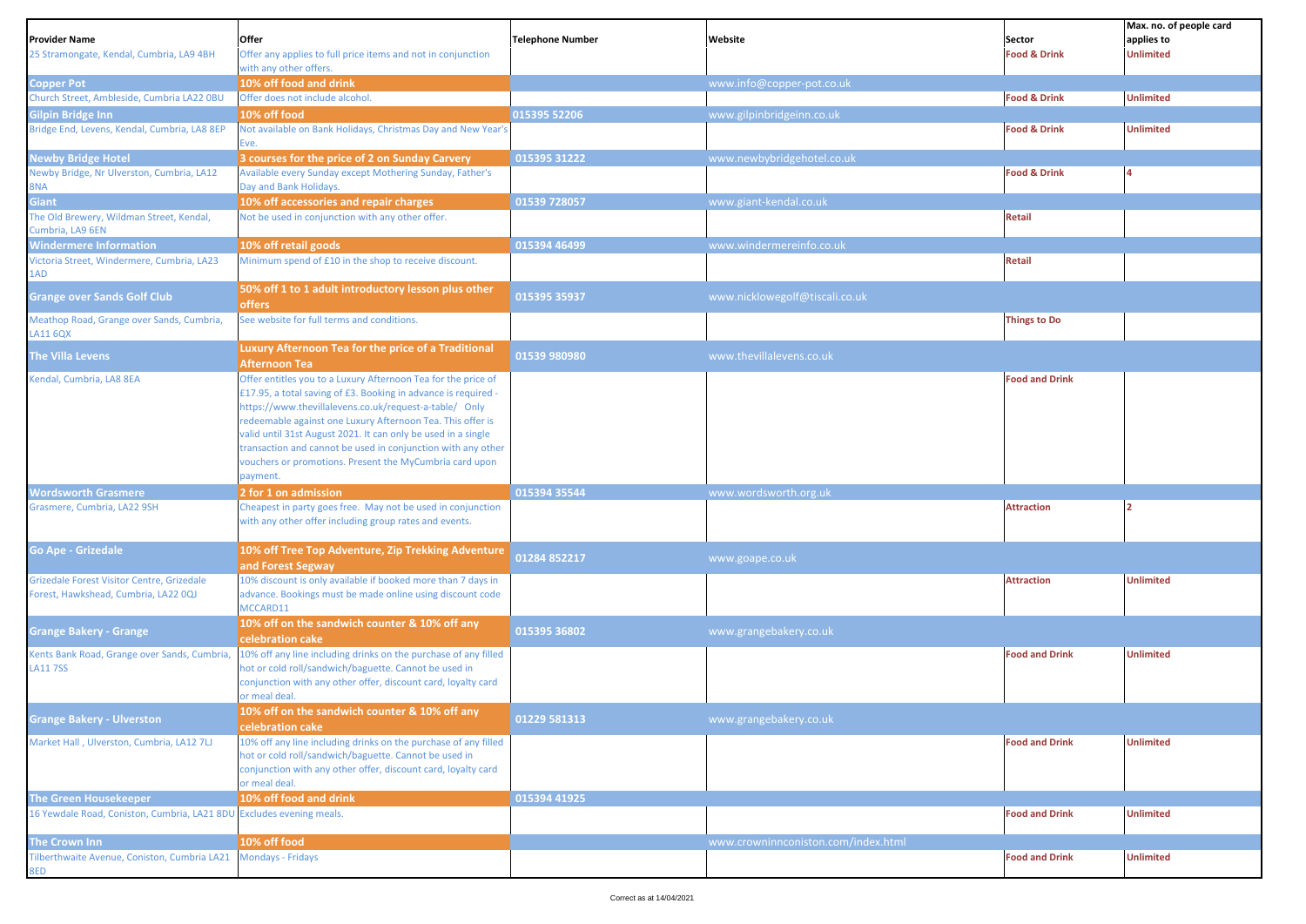| Provider Name | Offer | Telephone Number | Website | Sector | Max. no. of people card applies to |
|---|---|---|---|---|---|
| 25 Stramongate, Kendal, Cumbria, LA9 4BH | Offer any applies to full price items and not in conjunction with any other offers. | | | Food & Drink | Unlimited |
| **Copper Pot** | **10% off food and drink** | | www.info@copper-pot.co.uk | | |
| Church Street, Ambleside, Cumbria LA22 0BU | Offer does not include alcohol. | | | Food & Drink | Unlimited |
| **Gilpin Bridge Inn** | **10% off food** | 015395 52206 | www.gilpinbridgeinn.co.uk | | |
| Bridge End, Levens, Kendal, Cumbria, LA8 8EP | Not available on Bank Holidays, Christmas Day and New Year's Eve. | | | Food & Drink | Unlimited |
| **Newby Bridge Hotel** | **3 courses for the price of 2 on Sunday Carvery** | 015395 31222 | www.newbybridgehotel.co.uk | | |
| Newby Bridge, Nr Ulverston, Cumbria, LA12 8NA | Available every Sunday except Mothering Sunday, Father's Day and Bank Holidays. | | | Food & Drink | 4 |
| **Giant** | **10% off accessories and repair charges** | 01539 728057 | www.giant-kendal.co.uk | | |
| The Old Brewery, Wildman Street, Kendal, Cumbria, LA9 6EN | Not be used in conjunction with any other offer. | | | Retail | |
| **Windermere Information** | **10% off retail goods** | 015394 46499 | www.windermereinfo.co.uk | | |
| Victoria Street, Windermere, Cumbria, LA23 1AD | Minimum spend of £10 in the shop to receive discount. | | | Retail | |
| **Grange over Sands Golf Club** | **50% off 1 to 1 adult introductory lesson plus other offers** | 015395 35937 | www.nicklowegolf@tiscali.co.uk | | |
| Meathop Road, Grange over Sands, Cumbria, LA11 6QX | See website for full terms and conditions. | | | Things to Do | |
| **The Villa Levens** | **Luxury Afternoon Tea for the price of a Traditional Afternoon Tea** | 01539 980980 | www.thevillalevens.co.uk | | |
| Kendal, Cumbria, LA8 8EA | Offer entitles you to a Luxury Afternoon Tea for the price of £17.95, a total saving of £3. Booking in advance is required - https://www.thevillalevens.co.uk/request-a-table/ Only redeemable against one Luxury Afternoon Tea. This offer is valid until 31st August 2021. It can only be used in a single transaction and cannot be used in conjunction with any other vouchers or promotions. Present the MyCumbria card upon payment. | | | Food and Drink | |
| **Wordsworth Grasmere** | **2 for 1 on admission** | 015394 35544 | www.wordsworth.org.uk | | |
| Grasmere, Cumbria, LA22 9SH | Cheapest in party goes free. May not be used in conjunction with any other offer including group rates and events. | | | Attraction | 2 |
| **Go Ape - Grizedale** | **10% off Tree Top Adventure, Zip Trekking Adventure and Forest Segway** | 01284 852217 | www.goape.co.uk | | |
| Grizedale Forest Visitor Centre, Grizedale Forest, Hawkshead, Cumbria, LA22 0QJ | 10% discount is only available if booked more than 7 days in advance. Bookings must be made online using discount code MCCARD11 | | | Attraction | Unlimited |
| **Grange Bakery - Grange** | **10% off on the sandwich counter & 10% off any celebration cake** | 015395 36802 | www.grangebakery.co.uk | | |
| Kents Bank Road, Grange over Sands, Cumbria, LA11 7SS | 10% off any line including drinks on the purchase of any filled hot or cold roll/sandwich/baguette. Cannot be used in conjunction with any other offer, discount card, loyalty card or meal deal. | | | Food and Drink | Unlimited |
| **Grange Bakery - Ulverston** | **10% off on the sandwich counter & 10% off any celebration cake** | 01229 581313 | www.grangebakery.co.uk | | |
| Market Hall , Ulverston, Cumbria, LA12 7LJ | 10% off any line including drinks on the purchase of any filled hot or cold roll/sandwich/baguette. Cannot be used in conjunction with any other offer, discount card, loyalty card or meal deal. | | | Food and Drink | Unlimited |
| **The Green Housekeeper** | **10% off food and drink** | 015394 41925 | | | |
| 16 Yewdale Road, Coniston, Cumbria, LA21 8DU | Excludes evening meals. | | | Food and Drink | Unlimited |
| **The Crown Inn** | **10% off food** | | www.crowninnconiston.com/index.html | | |
| Tilberthwaite Avenue, Coniston, Cumbria LA21 8ED | Mondays - Fridays | | | Food and Drink | Unlimited |

Correct as at 14/04/2021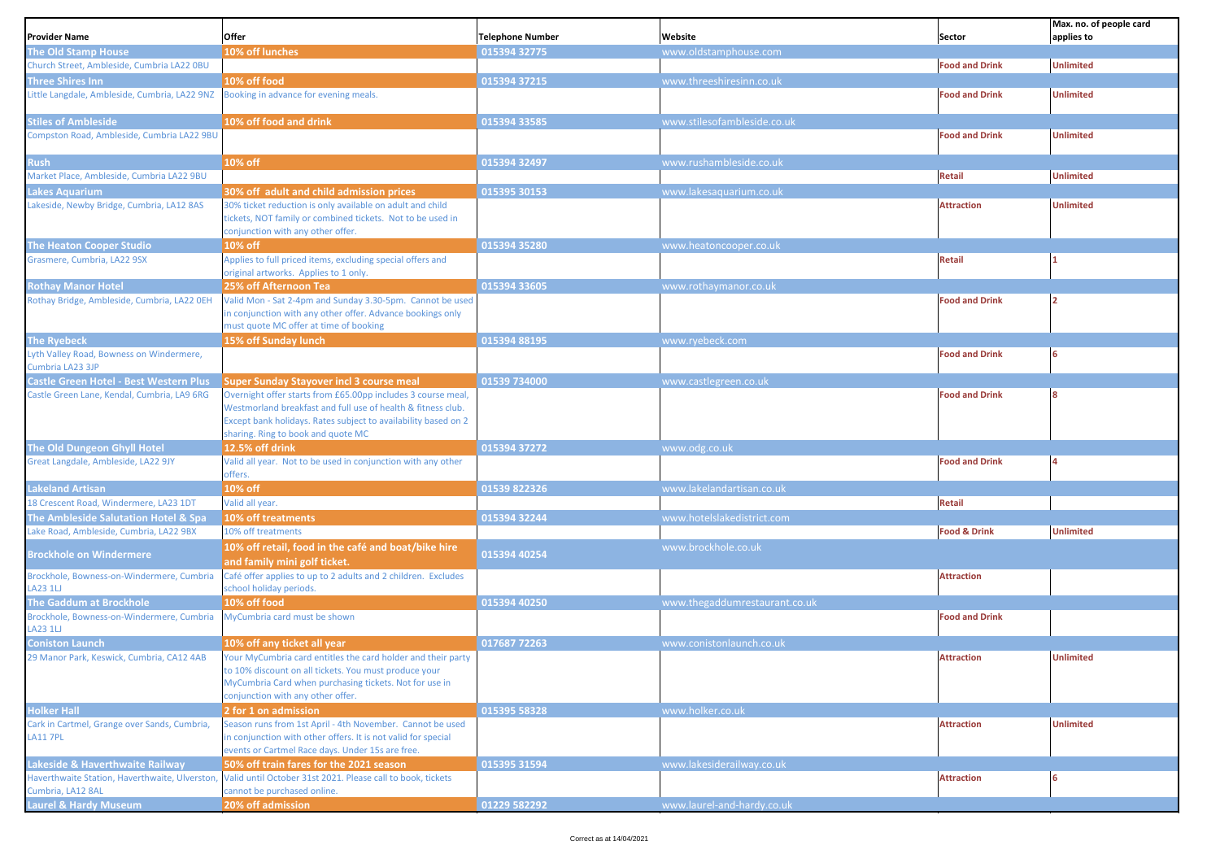| Provider Name | Offer | Telephone Number | Website | Sector | Max. no. of people card applies to |
|---|---|---|---|---|---|
| **The Old Stamp House** | **10% off lunches** | 015394 32775 | www.oldstamphouse.com | | |
| Church Street, Ambleside, Cumbria LA22 0BU | | | | Food and Drink | Unlimited |
| **Three Shires Inn** | **10% off food** | 015394 37215 | www.threeshiresinn.co.uk | | |
| Little Langdale, Ambleside, Cumbria, LA22 9NZ | Booking in advance for evening meals. | | | Food and Drink | Unlimited |
| **Stiles of Ambleside** | **10% off food and drink** | 015394 33585 | www.stilesofambleside.co.uk | | |
| Compston Road, Ambleside, Cumbria LA22 9BU | | | | Food and Drink | Unlimited |
| **Rush** | **10% off** | 015394 32497 | www.rushambleside.co.uk | | |
| Market Place, Ambleside, Cumbria LA22 9BU | | | | Retail | Unlimited |
| **Lakes Aquarium** | **30% off adult and child admission prices** | 015395 30153 | www.lakesaquarium.co.uk | | |
| Lakeside, Newby Bridge, Cumbria, LA12 8AS | 30% ticket reduction is only available on adult and child tickets, NOT family or combined tickets. Not to be used in conjunction with any other offer. | | | Attraction | Unlimited |
| **The Heaton Cooper Studio** | **10% off** | 015394 35280 | www.heatoncooper.co.uk | | |
| Grasmere, Cumbria, LA22 9SX | Applies to full priced items, excluding special offers and original artworks. Applies to 1 only. | | | Retail | 1 |
| **Rothay Manor Hotel** | **25% off Afternoon Tea** | 015394 33605 | www.rothaymanor.co.uk | | |
| Rothay Bridge, Ambleside, Cumbria, LA22 0EH | Valid Mon - Sat 2-4pm and Sunday 3.30-5pm. Cannot be used in conjunction with any other offer. Advance bookings only must quote MC offer at time of booking | | | Food and Drink | 2 |
| **The Ryebeck** | **15% off Sunday lunch** | 015394 88195 | www.ryebeck.com | | |
| Lyth Valley Road, Bowness on Windermere, Cumbria LA23 3JP | | | | Food and Drink | 6 |
| **Castle Green Hotel - Best Western Plus** | **Super Sunday Stayover incl 3 course meal** | 01539 734000 | www.castlegreen.co.uk | | |
| Castle Green Lane, Kendal, Cumbria, LA9 6RG | Overnight offer starts from £65.00pp includes 3 course meal, Westmorland breakfast and full use of health & fitness club. Except bank holidays. Rates subject to availability based on 2 sharing. Ring to book and quote MC | | | Food and Drink | 8 |
| **The Old Dungeon Ghyll Hotel** | **12.5% off drink** | 015394 37272 | www.odg.co.uk | | |
| Great Langdale, Ambleside, LA22 9JY | Valid all year. Not to be used in conjunction with any other offers. | | | Food and Drink | 4 |
| **Lakeland Artisan** | **10% off** | 01539 822326 | www.lakelandartisan.co.uk | | |
| 18 Crescent Road, Windermere, LA23 1DT | Valid all year. | | | Retail | |
| **The Ambleside Salutation Hotel & Spa** | **10% off treatments** | 015394 32244 | www.hotelslakedistrict.com | | |
| Lake Road, Ambleside, Cumbria, LA22 9BX | 10% off treatments | | | Food & Drink | Unlimited |
| **Brockhole on Windermere** | **10% off retail, food in the café and boat/bike hire and family mini golf ticket.** | 015394 40254 | www.brockhole.co.uk | | |
| Brockhole, Bowness-on-Windermere, Cumbria LA23 1LJ | Café offer applies to up to 2 adults and 2 children. Excludes school holiday periods. | | | Attraction | |
| **The Gaddum at Brockhole** | **10% off food** | 015394 40250 | www.thegaddumrestaurant.co.uk | | |
| Brockhole, Bowness-on-Windermere, Cumbria LA23 1LJ | MyCumbria card must be shown | | | Food and Drink | |
| **Coniston Launch** | **10% off any ticket all year** | 017687 72263 | www.conistonlaunch.co.uk | | |
| 29 Manor Park, Keswick, Cumbria, CA12 4AB | Your MyCumbria card entitles the card holder and their party to 10% discount on all tickets. You must produce your MyCumbria Card when purchasing tickets. Not for use in conjunction with any other offer. | | | Attraction | Unlimited |
| **Holker Hall** | **2 for 1 on admission** | 015395 58328 | www.holker.co.uk | | |
| Cark in Cartmel, Grange over Sands, Cumbria, LA11 7PL | Season runs from 1st April - 4th November. Cannot be used in conjunction with other offers. It is not valid for special events or Cartmel Race days. Under 15s are free. | | | Attraction | Unlimited |
| **Lakeside & Haverthwaite Railway** | **50% off train fares for the 2021 season** | 015395 31594 | www.lakesiderailway.co.uk | | |
| Haverthwaite Station, Haverthwaite, Ulverston, Cumbria, LA12 8AL | Valid until October 31st 2021. Please call to book, tickets cannot be purchased online. | | | Attraction | 6 |
| **Laurel & Hardy Museum** | **20% off admission** | 01229 582292 | www.laurel-and-hardy.co.uk | | |

Correct as at 14/04/2021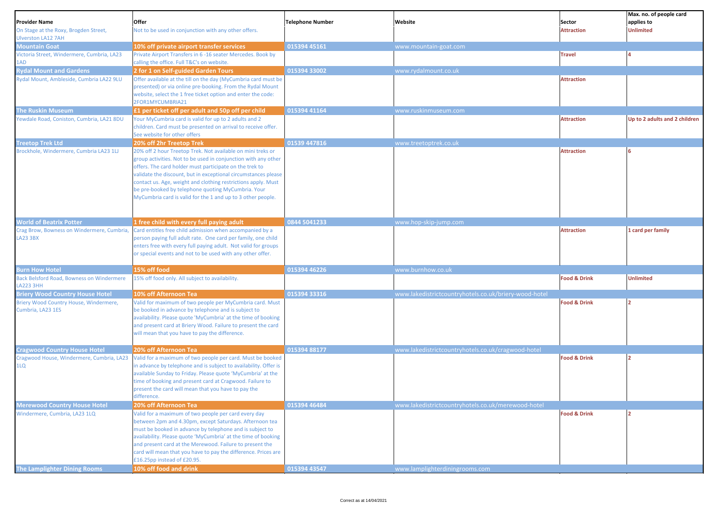| Provider Name | Offer | Telephone Number | Website | Sector | Max. no. of people card applies to |
|---|---|---|---|---|---|
| On Stage at the Roxy, Brogden Street, Ulverston LA12 7AH | Not to be used in conjunction with any other offers. | | | Attraction | Unlimited |
| **Mountain Goat** | **10% off private airport transfer services** | 015394 45161 | www.mountain-goat.com | | |
| Victoria Street, Windermere, Cumbria, LA23 1AD | Private Airport Transfers in 6 -16 seater Mercedes. Book by calling the office. Full T&C's on website. | | | Travel | 4 |
| **Rydal Mount and Gardens** | **2 for 1 on Self-guided Garden Tours** | 015394 33002 | www.rydalmount.co.uk | | |
| Rydal Mount, Ambleside, Cumbria LA22 9LU | Offer available at the till on the day (MyCumbria card must be presented) or via online pre-booking. From the Rydal Mount website, select the 1 free ticket option and enter the code: 2FOR1MYCUMBRIA21 | | | Attraction | |
| **The Ruskin Museum** | **£1 per ticket off per adult and 50p off per child** | 015394 41164 | www.ruskinmuseum.com | | |
| Yewdale Road, Coniston, Cumbria, LA21 8DU | Your MyCumbria card is valid for up to 2 adults and 2 children. Card must be presented on arrival to receive offer. See website for other offers | | | Attraction | Up to 2 adults and 2 children |
| **Treetop Trek Ltd** | **20% off 2hr Treetop Trek** | 01539 447816 | www.treetoptrek.co.uk | | |
| Brockhole, Windermere, Cumbria LA23 1LJ | 20% off 2 hour Treetop Trek. Not available on mini treks or group activities. Not to be used in conjunction with any other offers. The card holder must participate on the trek to validate the discount, but in exceptional circumstances please contact us. Age, weight and clothing restrictions apply. Must be pre-booked by telephone quoting MyCumbria. Your MyCumbria card is valid for the 1 and up to 3 other people. | | | Attraction | 6 |
| **World of Beatrix Potter** | **1 free child with every full paying adult** | 0844 5041233 | www.hop-skip-jump.com | | |
| Crag Brow, Bowness on Windermere, Cumbria, LA23 3BX | Card entitles free child admission when accompanied by a person paying full adult rate. One card per family, one child enters free with every full paying adult. Not valid for groups or special events and not to be used with any other offer. | | | Attraction | 1 card per family |
| **Burn How Hotel** | **15% off food** | 015394 46226 | www.burnhow.co.uk | | |
| Back Belsford Road, Bowness on Windermere LA223 3HH | 15% off food only. All subject to availability. | | | Food & Drink | Unlimited |
| **Briery Wood Country House Hotel** | **10% off Afternoon Tea** | 015394 33316 | www.lakedistrictcountryhotels.co.uk/briery-wood-hotel | | |
| Briery Wood Country House, Windermere, Cumbria, LA23 1ES | Valid for maximum of two people per MyCumbria card. Must be booked in advance by telephone and is subject to availability. Please quote 'MyCumbria' at the time of booking and present card at Briery Wood. Failure to present the card will mean that you have to pay the difference. | | | Food & Drink | 2 |
| **Cragwood Country House Hotel** | **20% off Afternoon Tea** | 015394 88177 | www.lakedistrictcountryhotels.co.uk/cragwood-hotel | | |
| Cragwood House, Windermere, Cumbria, LA23 1LQ | Valid for a maximum of two people per card. Must be booked in advance by telephone and is subject to availability. Offer is available Sunday to Friday. Please quote 'MyCumbria' at the time of booking and present card at Cragwood. Failure to present the card will mean that you have to pay the difference. | | | Food & Drink | 2 |
| **Merewood Country House Hotel** | **20% off Afternoon Tea** | 015394 46484 | www.lakedistrictcountryhotels.co.uk/merewood-hotel | | |
| Windermere, Cumbria, LA23 1LQ | Valid for a maximum of two people per card every day between 2pm and 4.30pm, except Saturdays. Afternoon tea must be booked in advance by telephone and is subject to availability. Please quote 'MyCumbria' at the time of booking and present card at the Merewood. Failure to present the card will mean that you have to pay the difference. Prices are £16.25pp instead of £20.95. | | | Food & Drink | 2 |
| **The Lamplighter Dining Rooms** | **10% off food and drink** | 015394 43547 | www.lamplighterdiningrooms.com | | |

Correct as at 14/04/2021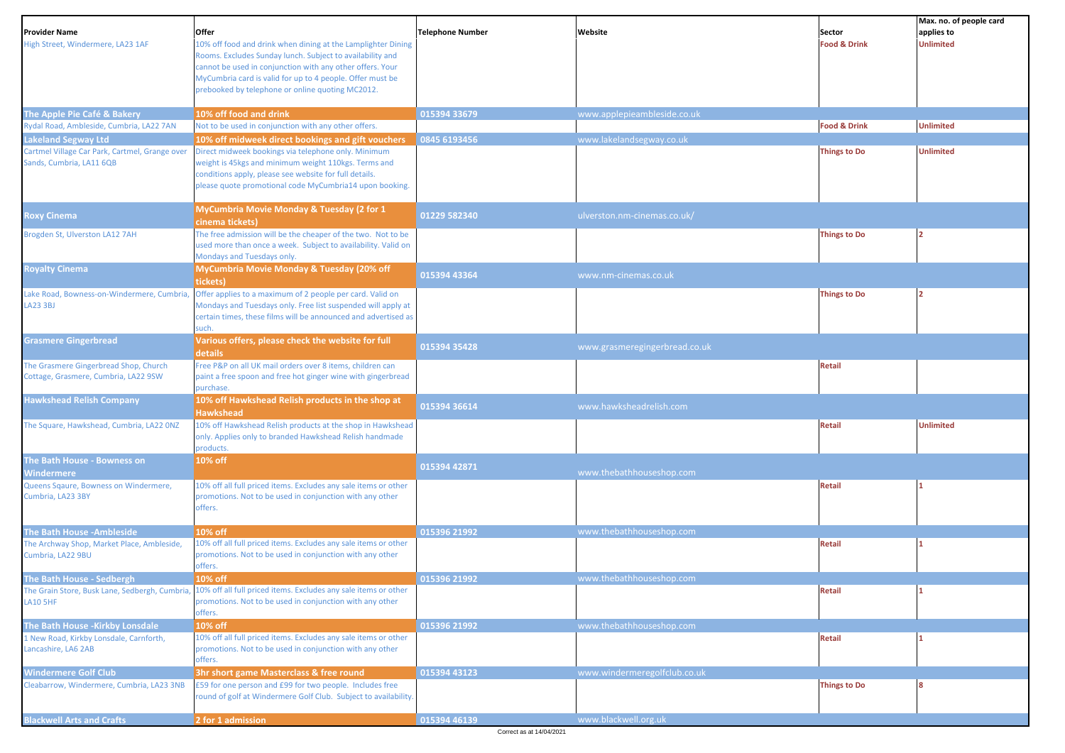| Provider Name | Offer | Telephone Number | Website | Sector | Max. no. of people card applies to |
|---|---|---|---|---|---|
| High Street, Windermere, LA23 1AF | 10% off food and drink when dining at the Lamplighter Dining Rooms. Excludes Sunday lunch. Subject to availability and cannot be used in conjunction with any other offers. Your MyCumbria card is valid for up to 4 people. Offer must be prebooked by telephone or online quoting MC2012. | | | Food & Drink | Unlimited |
| **The Apple Pie Café & Bakery** | **10% off food and drink** | 015394 33679 | www.applepieambleside.co.uk | | |
| Rydal Road, Ambleside, Cumbria, LA22 7AN | Not to be used in conjunction with any other offers. | | | Food & Drink | Unlimited |
| **Lakeland Segway Ltd** | **10% off midweek direct bookings and gift vouchers** | 0845 6193456 | www.lakelandsegway.co.uk | | |
| Cartmel Village Car Park, Cartmel, Grange over Sands, Cumbria, LA11 6QB | Direct midweek bookings via telephone only. Minimum weight is 45kgs and minimum weight 110kgs. Terms and conditions apply, please see website for full details. please quote promotional code MyCumbria14 upon booking. | | | Things to Do | Unlimited |
| **Roxy Cinema** | **MyCumbria Movie Monday & Tuesday (2 for 1 cinema tickets)** | 01229 582340 | ulverston.nm-cinemas.co.uk/ | | |
| Brogden St, Ulverston LA12 7AH | The free admission will be the cheaper of the two. Not to be used more than once a week. Subject to availability. Valid on Mondays and Tuesdays only. | | | Things to Do | 2 |
| **Royalty Cinema** | **MyCumbria Movie Monday & Tuesday (20% off tickets)** | 015394 43364 | www.nm-cinemas.co.uk | | |
| Lake Road, Bowness-on-Windermere, Cumbria, LA23 3BJ | Offer applies to a maximum of 2 people per card. Valid on Mondays and Tuesdays only. Free list suspended will apply at certain times, these films will be announced and advertised as such. | | | Things to Do | 2 |
| **Grasmere Gingerbread** | **Various offers, please check the website for full details** | 015394 35428 | www.grasmeregingerbread.co.uk | | |
| The Grasmere Gingerbread Shop, Church Cottage, Grasmere, Cumbria, LA22 9SW | Free P&P on all UK mail orders over 8 items, children can paint a free spoon and free hot ginger wine with gingerbread purchase. | | | Retail | |
| **Hawkshead Relish Company** | **10% off Hawkshead Relish products in the shop at Hawkshead** | 015394 36614 | www.hawksheadrelish.com | | |
| The Square, Hawkshead, Cumbria, LA22 0NZ | 10% off Hawkshead Relish products at the shop in Hawkshead only. Applies only to branded Hawkshead Relish handmade products. | | | Retail | Unlimited |
| **The Bath House - Bowness on Windermere** | **10% off** | 015394 42871 | www.thebathhouseshop.com | | |
| Queens Sqaure, Bowness on Windermere, Cumbria, LA23 3BY | 10% off all full priced items. Excludes any sale items or other promotions. Not to be used in conjunction with any other offers. | | | Retail | 1 |
| **The Bath House -Ambleside** | **10% off** | 015396 21992 | www.thebathhouseshop.com | | |
| The Archway Shop, Market Place, Ambleside, Cumbria, LA22 9BU | 10% off all full priced items. Excludes any sale items or other promotions. Not to be used in conjunction with any other offers. | | | Retail | 1 |
| **The Bath House - Sedbergh** | **10% off** | 015396 21992 | www.thebathhouseshop.com | | |
| The Grain Store, Busk Lane, Sedbergh, Cumbria, LA10 5HF | 10% off all full priced items. Excludes any sale items or other promotions. Not to be used in conjunction with any other offers. | | | Retail | 1 |
| **The Bath House -Kirkby Lonsdale** | **10% off** | 015396 21992 | www.thebathhouseshop.com | | |
| 1 New Road, Kirkby Lonsdale, Carnforth, Lancashire, LA6 2AB | 10% off all full priced items. Excludes any sale items or other promotions. Not to be used in conjunction with any other offers. | | | Retail | 1 |
| **Windermere Golf Club** | **3hr short game Masterclass & free round** | 015394 43123 | www.windermeregolfclub.co.uk | | |
| Cleabarrow, Windermere, Cumbria, LA23 3NB | £59 for one person and £99 for two people. Includes free round of golf at Windermere Golf Club. Subject to availability. | | | Things to Do | 8 |
| **Blackwell Arts and Crafts** | **2 for 1 admission** | 015394 46139 | www.blackwell.org.uk | | |

Correct as at 14/04/2021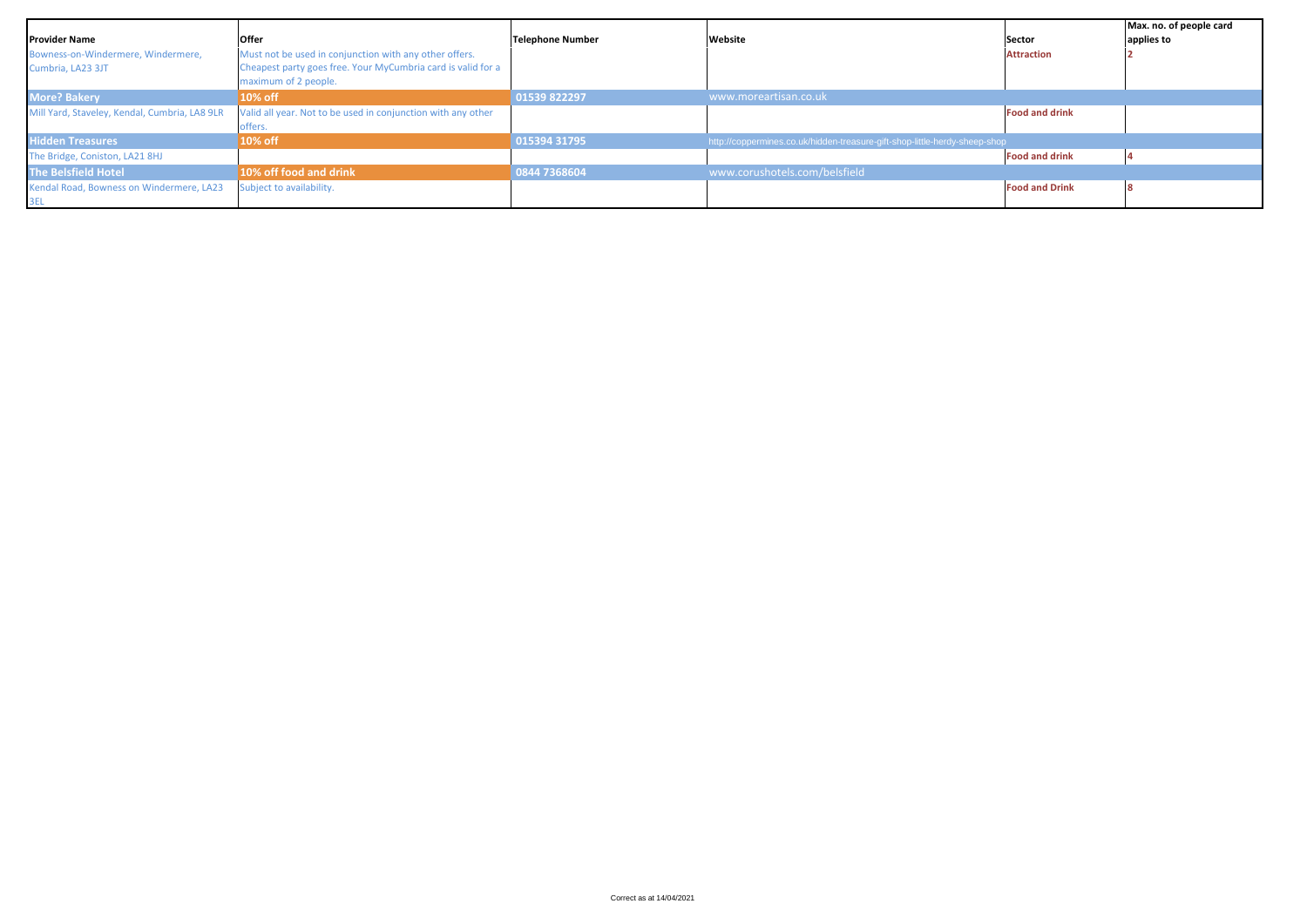| Provider Name | Offer | Telephone Number | Website | Sector | Max. no. of people card applies to |
|---|---|---|---|---|---|
| Bowness-on-Windermere, Windermere, Cumbria, LA23 3JT | Must not be used in conjunction with any other offers. Cheapest party goes free. Your MyCumbria card is valid for a maximum of 2 people. | | | Attraction | 2 |
| **More? Bakery** | **10% off** | **01539 822297** | www.moreartisan.co.uk | | |
| Mill Yard, Staveley, Kendal, Cumbria, LA8 9LR | Valid all year. Not to be used in conjunction with any other offers. | | | Food and drink | |
| **Hidden Treasures** | **10% off** | **015394 31795** | http://coppermines.co.uk/hidden-treasure-gift-shop-little-herdy-sheep-shop | | |
| The Bridge, Coniston, LA21 8HJ | | | | Food and drink | 4 |
| **The Belsfield Hotel** | **10% off food and drink** | **0844 7368604** | www.corushotels.com/belsfield | | |
| Kendal Road, Bowness on Windermere, LA23 3EL | Subject to availability. | | | Food and Drink | 8 |

Correct as at 14/04/2021